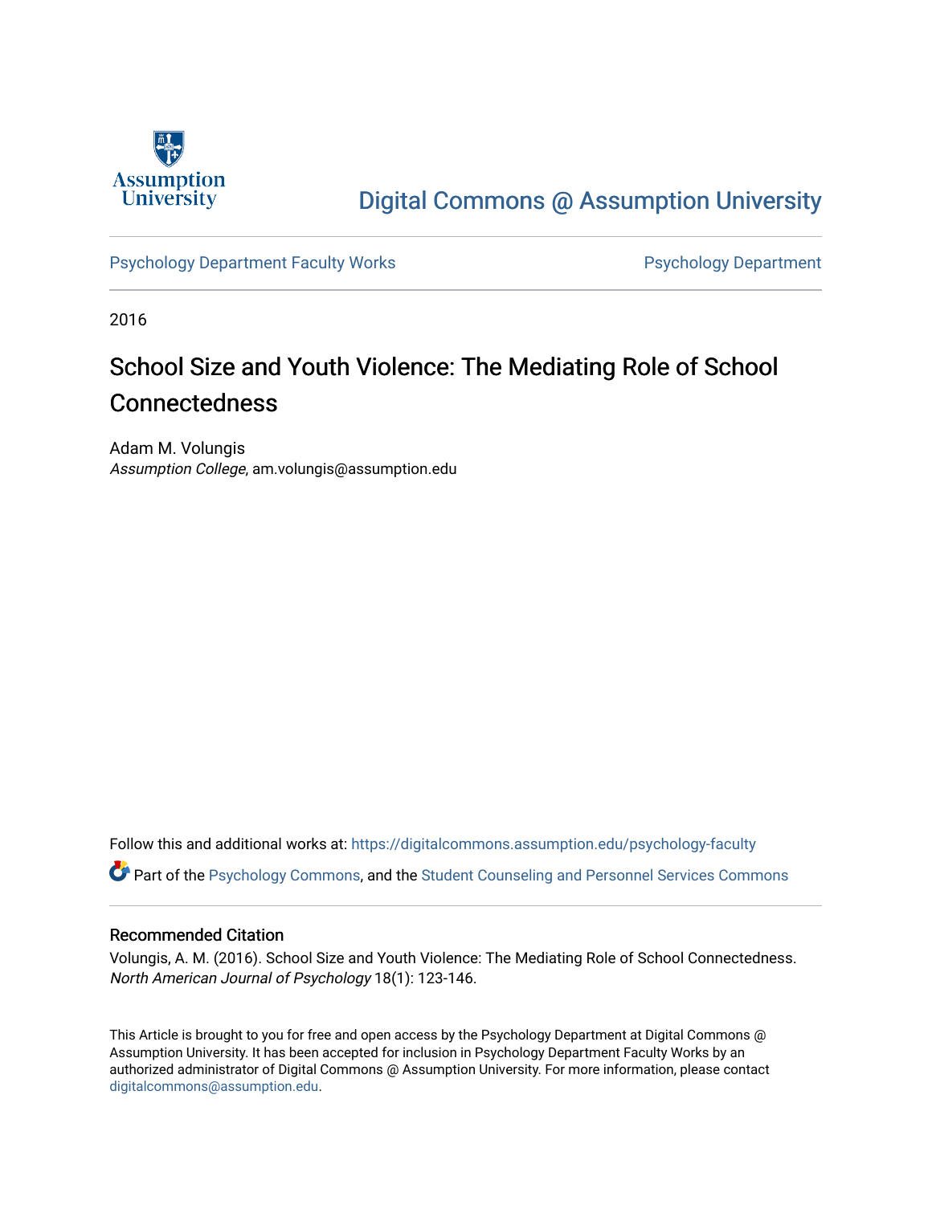Assumption University

Digital Commons @ Assumption University

Psychology Department Faculty Works

Psychology Department

2016

# School Size and Youth Violence: The Mediating Role of School Connectedness

Adam M. Volungis
*Assumption College*, am.volungis@assumption.edu

Follow this and additional works at: https://digitalcommons.assumption.edu/psychology-faculty

Part of the Psychology Commons, and the Student Counseling and Personnel Services Commons

## Recommended Citation

Volungis, A. M. (2016). School Size and Youth Violence: The Mediating Role of School Connectedness. *North American Journal of Psychology* 18(1): 123-146.

This Article is brought to you for free and open access by the Psychology Department at Digital Commons @ Assumption University. It has been accepted for inclusion in Psychology Department Faculty Works by an authorized administrator of Digital Commons @ Assumption University. For more information, please contact digitalcommons@assumption.edu.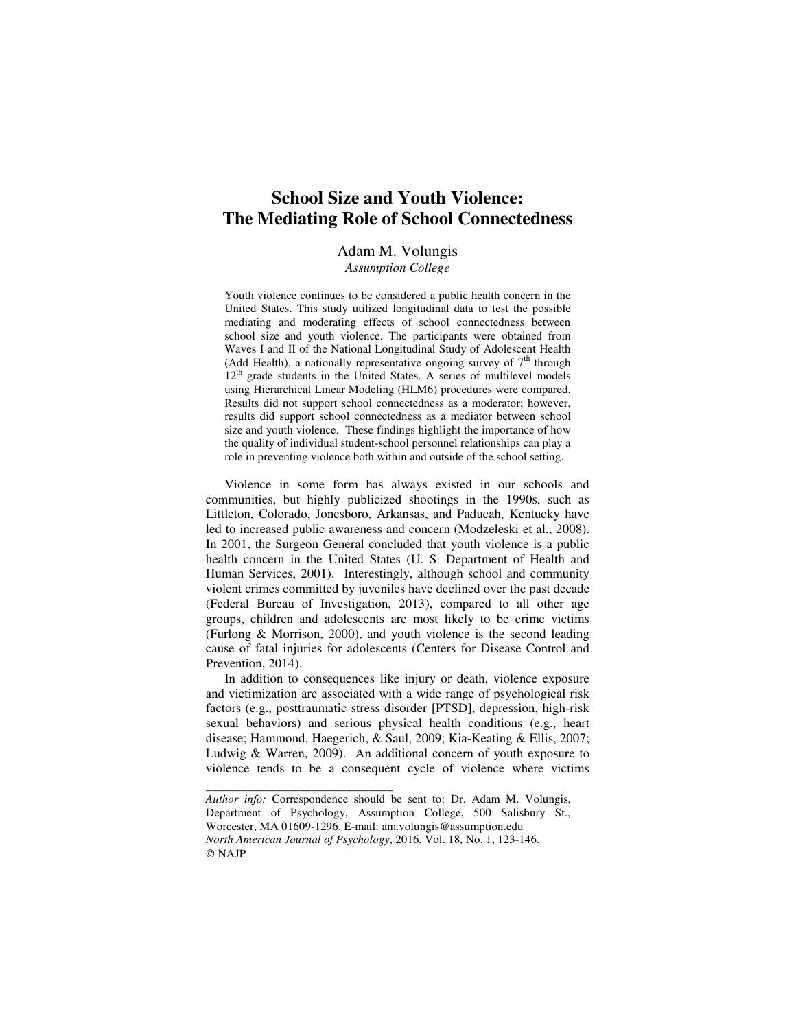# School Size and Youth Violence: The Mediating Role of School Connectedness

Adam M. Volungis
*Assumption College*

Youth violence continues to be considered a public health concern in the United States. This study utilized longitudinal data to test the possible mediating and moderating effects of school connectedness between school size and youth violence. The participants were obtained from Waves I and II of the National Longitudinal Study of Adolescent Health (Add Health), a nationally representative ongoing survey of 7th through 12th grade students in the United States. A series of multilevel models using Hierarchical Linear Modeling (HLM6) procedures were compared. Results did not support school connectedness as a moderator; however, results did support school connectedness as a mediator between school size and youth violence. These findings highlight the importance of how the quality of individual student-school personnel relationships can play a role in preventing violence both within and outside of the school setting.

Violence in some form has always existed in our schools and communities, but highly publicized shootings in the 1990s, such as Littleton, Colorado, Jonesboro, Arkansas, and Paducah, Kentucky have led to increased public awareness and concern (Modzeleski et al., 2008). In 2001, the Surgeon General concluded that youth violence is a public health concern in the United States (U. S. Department of Health and Human Services, 2001). Interestingly, although school and community violent crimes committed by juveniles have declined over the past decade (Federal Bureau of Investigation, 2013), compared to all other age groups, children and adolescents are most likely to be crime victims (Furlong & Morrison, 2000), and youth violence is the second leading cause of fatal injuries for adolescents (Centers for Disease Control and Prevention, 2014).

In addition to consequences like injury or death, violence exposure and victimization are associated with a wide range of psychological risk factors (e.g., posttraumatic stress disorder [PTSD], depression, high-risk sexual behaviors) and serious physical health conditions (e.g., heart disease; Hammond, Haegerich, & Saul, 2009; Kia-Keating & Ellis, 2007; Ludwig & Warren, 2009). An additional concern of youth exposure to violence tends to be a consequent cycle of violence where victims

---

*Author info:* Correspondence should be sent to: Dr. Adam M. Volungis, Department of Psychology, Assumption College, 500 Salisbury St., Worcester, MA 01609-1296. E-mail: am.volungis@assumption.edu

*North American Journal of Psychology*, 2016, Vol. 18, No. 1, 123-146.

© NAJP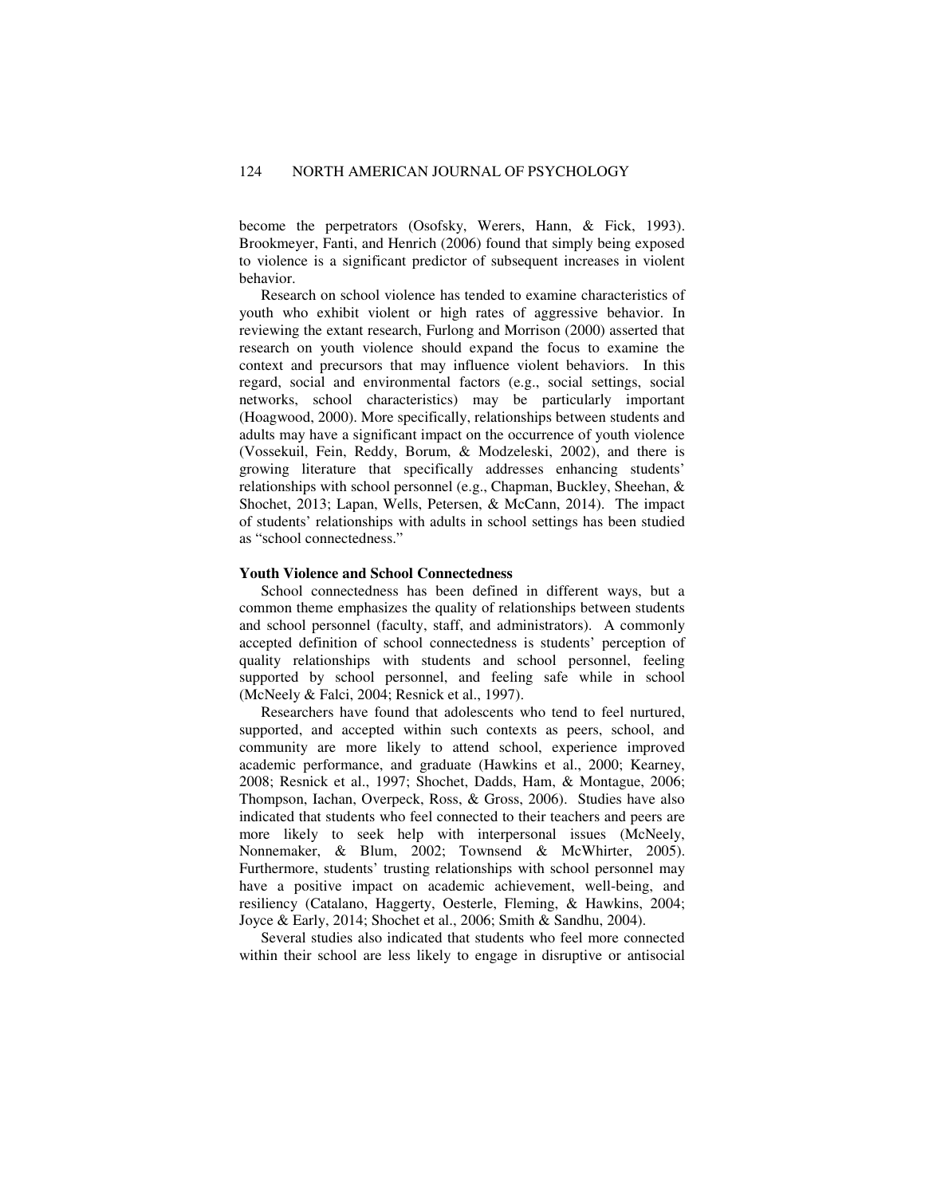become the perpetrators (Osofsky, Werers, Hann, & Fick, 1993). Brookmeyer, Fanti, and Henrich (2006) found that simply being exposed to violence is a significant predictor of subsequent increases in violent behavior.

Research on school violence has tended to examine characteristics of youth who exhibit violent or high rates of aggressive behavior. In reviewing the extant research, Furlong and Morrison (2000) asserted that research on youth violence should expand the focus to examine the context and precursors that may influence violent behaviors. In this regard, social and environmental factors (e.g., social settings, social networks, school characteristics) may be particularly important (Hoagwood, 2000). More specifically, relationships between students and adults may have a significant impact on the occurrence of youth violence (Vossekuil, Fein, Reddy, Borum, & Modzeleski, 2002), and there is growing literature that specifically addresses enhancing students' relationships with school personnel (e.g., Chapman, Buckley, Sheehan, & Shochet, 2013; Lapan, Wells, Petersen, & McCann, 2014). The impact of students' relationships with adults in school settings has been studied as "school connectedness."

**Youth Violence and School Connectedness**

School connectedness has been defined in different ways, but a common theme emphasizes the quality of relationships between students and school personnel (faculty, staff, and administrators). A commonly accepted definition of school connectedness is students' perception of quality relationships with students and school personnel, feeling supported by school personnel, and feeling safe while in school (McNeely & Falci, 2004; Resnick et al., 1997).

Researchers have found that adolescents who tend to feel nurtured, supported, and accepted within such contexts as peers, school, and community are more likely to attend school, experience improved academic performance, and graduate (Hawkins et al., 2000; Kearney, 2008; Resnick et al., 1997; Shochet, Dadds, Ham, & Montague, 2006; Thompson, Iachan, Overpeck, Ross, & Gross, 2006). Studies have also indicated that students who feel connected to their teachers and peers are more likely to seek help with interpersonal issues (McNeely, Nonnemaker, & Blum, 2002; Townsend & McWhirter, 2005). Furthermore, students' trusting relationships with school personnel may have a positive impact on academic achievement, well-being, and resiliency (Catalano, Haggerty, Oesterle, Fleming, & Hawkins, 2004; Joyce & Early, 2014; Shochet et al., 2006; Smith & Sandhu, 2004).

Several studies also indicated that students who feel more connected within their school are less likely to engage in disruptive or antisocial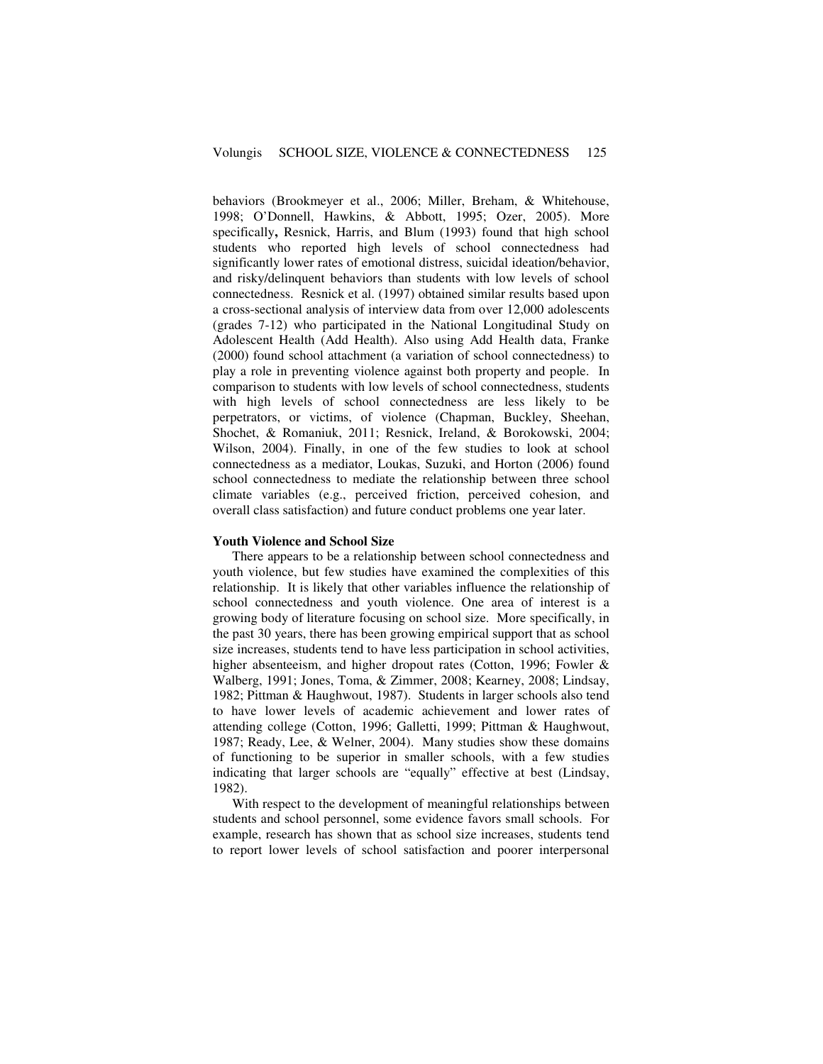behaviors (Brookmeyer et al., 2006; Miller, Breham, & Whitehouse, 1998; O'Donnell, Hawkins, & Abbott, 1995; Ozer, 2005). More specifically**,** Resnick, Harris, and Blum (1993) found that high school students who reported high levels of school connectedness had significantly lower rates of emotional distress, suicidal ideation/behavior, and risky/delinquent behaviors than students with low levels of school connectedness. Resnick et al. (1997) obtained similar results based upon a cross-sectional analysis of interview data from over 12,000 adolescents (grades 7-12) who participated in the National Longitudinal Study on Adolescent Health (Add Health). Also using Add Health data, Franke (2000) found school attachment (a variation of school connectedness) to play a role in preventing violence against both property and people. In comparison to students with low levels of school connectedness, students with high levels of school connectedness are less likely to be perpetrators, or victims, of violence (Chapman, Buckley, Sheehan, Shochet, & Romaniuk, 2011; Resnick, Ireland, & Borokowski, 2004; Wilson, 2004). Finally, in one of the few studies to look at school connectedness as a mediator, Loukas, Suzuki, and Horton (2006) found school connectedness to mediate the relationship between three school climate variables (e.g., perceived friction, perceived cohesion, and overall class satisfaction) and future conduct problems one year later.

**Youth Violence and School Size**

There appears to be a relationship between school connectedness and youth violence, but few studies have examined the complexities of this relationship. It is likely that other variables influence the relationship of school connectedness and youth violence. One area of interest is a growing body of literature focusing on school size. More specifically, in the past 30 years, there has been growing empirical support that as school size increases, students tend to have less participation in school activities, higher absenteeism, and higher dropout rates (Cotton, 1996; Fowler & Walberg, 1991; Jones, Toma, & Zimmer, 2008; Kearney, 2008; Lindsay, 1982; Pittman & Haughwout, 1987). Students in larger schools also tend to have lower levels of academic achievement and lower rates of attending college (Cotton, 1996; Galletti, 1999; Pittman & Haughwout, 1987; Ready, Lee, & Welner, 2004). Many studies show these domains of functioning to be superior in smaller schools, with a few studies indicating that larger schools are "equally" effective at best (Lindsay, 1982).

With respect to the development of meaningful relationships between students and school personnel, some evidence favors small schools. For example, research has shown that as school size increases, students tend to report lower levels of school satisfaction and poorer interpersonal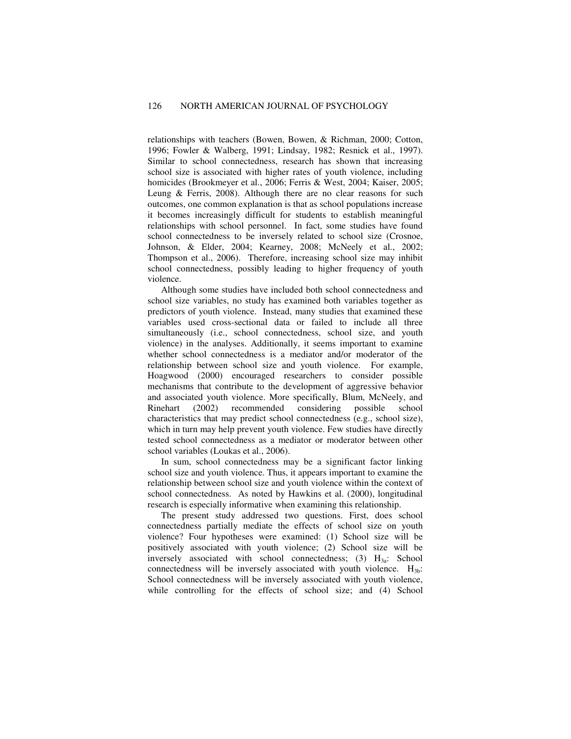relationships with teachers (Bowen, Bowen, & Richman, 2000; Cotton, 1996; Fowler & Walberg, 1991; Lindsay, 1982; Resnick et al., 1997). Similar to school connectedness, research has shown that increasing school size is associated with higher rates of youth violence, including homicides (Brookmeyer et al., 2006; Ferris & West, 2004; Kaiser, 2005; Leung & Ferris, 2008). Although there are no clear reasons for such outcomes, one common explanation is that as school populations increase it becomes increasingly difficult for students to establish meaningful relationships with school personnel. In fact, some studies have found school connectedness to be inversely related to school size (Crosnoe, Johnson, & Elder, 2004; Kearney, 2008; McNeely et al., 2002; Thompson et al., 2006). Therefore, increasing school size may inhibit school connectedness, possibly leading to higher frequency of youth violence.

Although some studies have included both school connectedness and school size variables, no study has examined both variables together as predictors of youth violence. Instead, many studies that examined these variables used cross-sectional data or failed to include all three simultaneously (i.e., school connectedness, school size, and youth violence) in the analyses. Additionally, it seems important to examine whether school connectedness is a mediator and/or moderator of the relationship between school size and youth violence. For example, Hoagwood (2000) encouraged researchers to consider possible mechanisms that contribute to the development of aggressive behavior and associated youth violence. More specifically, Blum, McNeely, and Rinehart (2002) recommended considering possible school characteristics that may predict school connectedness (e.g., school size), which in turn may help prevent youth violence. Few studies have directly tested school connectedness as a mediator or moderator between other school variables (Loukas et al., 2006).

In sum, school connectedness may be a significant factor linking school size and youth violence. Thus, it appears important to examine the relationship between school size and youth violence within the context of school connectedness. As noted by Hawkins et al. (2000), longitudinal research is especially informative when examining this relationship.

The present study addressed two questions. First, does school connectedness partially mediate the effects of school size on youth violence? Four hypotheses were examined: (1) School size will be positively associated with youth violence; (2) School size will be inversely associated with school connectedness; (3) $H_{3a}$: School connectedness will be inversely associated with youth violence. $H_{3b}$: School connectedness will be inversely associated with youth violence, while controlling for the effects of school size; and (4) School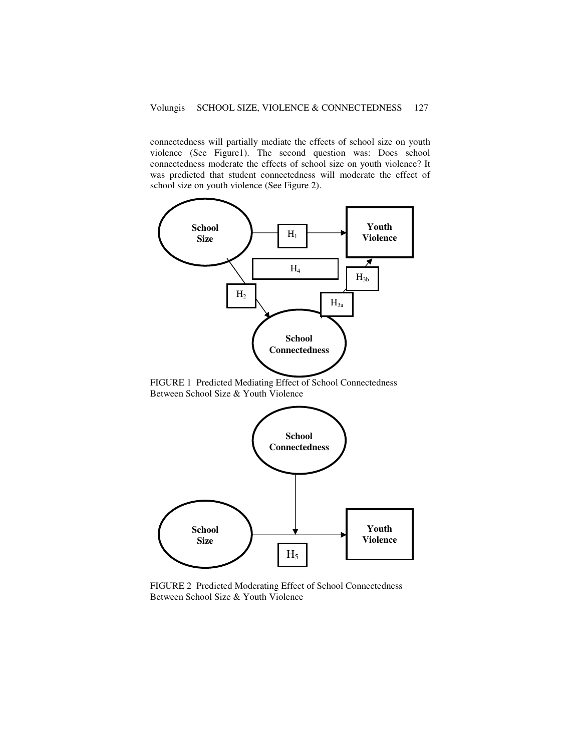connectedness will partially mediate the effects of school size on youth violence (See Figure1). The second question was: Does school connectedness moderate the effects of school size on youth violence? It was predicted that student connectedness will moderate the effect of school size on youth violence (See Figure 2).

FIGURE 1 Predicted Mediating Effect of School Connectedness Between School Size & Youth Violence

FIGURE 2 Predicted Moderating Effect of School Connectedness Between School Size & Youth Violence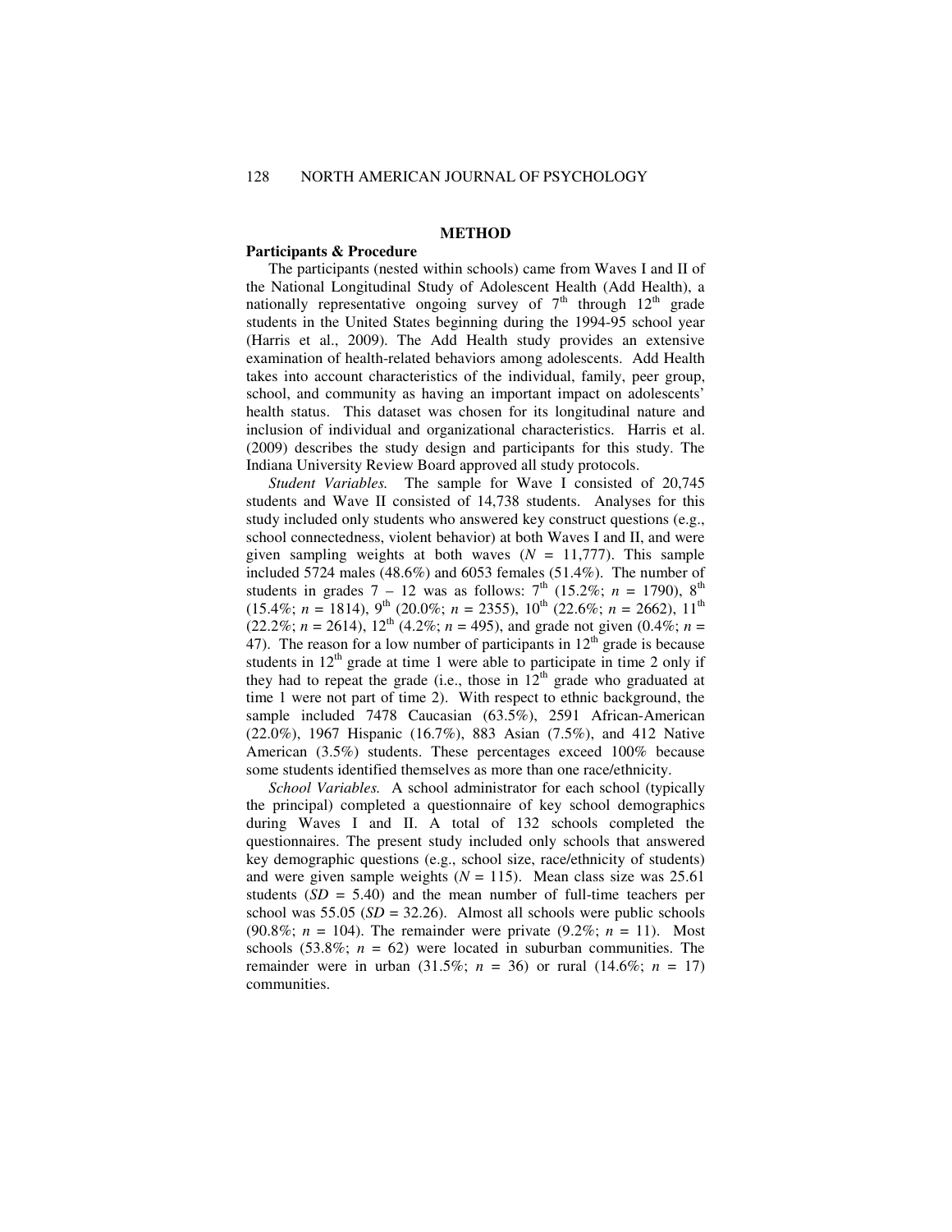## METHOD

### Participants & Procedure

The participants (nested within schools) came from Waves I and II of the National Longitudinal Study of Adolescent Health (Add Health), a nationally representative ongoing survey of 7th through 12th grade students in the United States beginning during the 1994-95 school year (Harris et al., 2009). The Add Health study provides an extensive examination of health-related behaviors among adolescents. Add Health takes into account characteristics of the individual, family, peer group, school, and community as having an important impact on adolescents' health status. This dataset was chosen for its longitudinal nature and inclusion of individual and organizational characteristics. Harris et al. (2009) describes the study design and participants for this study. The Indiana University Review Board approved all study protocols.

*Student Variables.* The sample for Wave I consisted of 20,745 students and Wave II consisted of 14,738 students. Analyses for this study included only students who answered key construct questions (e.g., school connectedness, violent behavior) at both Waves I and II, and were given sampling weights at both waves ($N$ = 11,777). This sample included 5724 males (48.6%) and 6053 females (51.4%). The number of students in grades 7 – 12 was as follows: 7th (15.2%; $n$ = 1790), 8th (15.4%; $n$ = 1814), 9th (20.0%; $n$ = 2355), 10th (22.6%; $n$ = 2662), 11th (22.2%; $n$ = 2614), 12th (4.2%; $n$ = 495), and grade not given (0.4%; $n$ = 47). The reason for a low number of participants in 12th grade is because students in 12th grade at time 1 were able to participate in time 2 only if they had to repeat the grade (i.e., those in 12th grade who graduated at time 1 were not part of time 2). With respect to ethnic background, the sample included 7478 Caucasian (63.5%), 2591 African-American (22.0%), 1967 Hispanic (16.7%), 883 Asian (7.5%), and 412 Native American (3.5%) students. These percentages exceed 100% because some students identified themselves as more than one race/ethnicity.

*School Variables.* A school administrator for each school (typically the principal) completed a questionnaire of key school demographics during Waves I and II. A total of 132 schools completed the questionnaires. The present study included only schools that answered key demographic questions (e.g., school size, race/ethnicity of students) and were given sample weights ($N$ = 115). Mean class size was 25.61 students ($SD$ = 5.40) and the mean number of full-time teachers per school was 55.05 ($SD$ = 32.26). Almost all schools were public schools (90.8%; $n$ = 104). The remainder were private (9.2%; $n$ = 11). Most schools (53.8%; $n$ = 62) were located in suburban communities. The remainder were in urban (31.5%; $n$ = 36) or rural (14.6%; $n$ = 17) communities.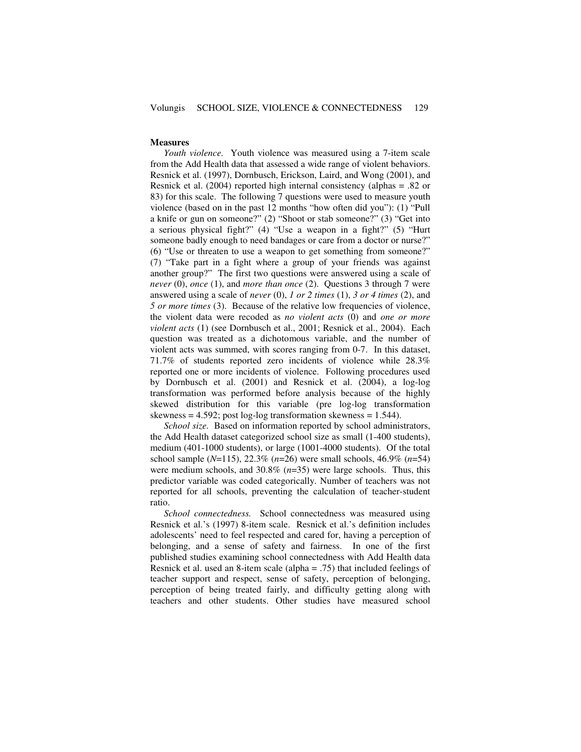**Measures**

*Youth violence.* Youth violence was measured using a 7-item scale from the Add Health data that assessed a wide range of violent behaviors. Resnick et al. (1997), Dornbusch, Erickson, Laird, and Wong (2001), and Resnick et al. (2004) reported high internal consistency (alphas = .82 or 83) for this scale. The following 7 questions were used to measure youth violence (based on in the past 12 months "how often did you"): (1) "Pull a knife or gun on someone?" (2) "Shoot or stab someone?" (3) "Get into a serious physical fight?" (4) "Use a weapon in a fight?" (5) "Hurt someone badly enough to need bandages or care from a doctor or nurse?" (6) "Use or threaten to use a weapon to get something from someone?" (7) "Take part in a fight where a group of your friends was against another group?" The first two questions were answered using a scale of *never* (0), *once* (1), and *more than once* (2). Questions 3 through 7 were answered using a scale of *never* (0), *1 or 2 times* (1), *3 or 4 times* (2), and *5 or more times* (3). Because of the relative low frequencies of violence, the violent data were recoded as *no violent acts* (0) and *one or more violent acts* (1) (see Dornbusch et al., 2001; Resnick et al., 2004). Each question was treated as a dichotomous variable, and the number of violent acts was summed, with scores ranging from 0-7. In this dataset, 71.7% of students reported zero incidents of violence while 28.3% reported one or more incidents of violence. Following procedures used by Dornbusch et al. (2001) and Resnick et al. (2004), a log-log transformation was performed before analysis because of the highly skewed distribution for this variable (pre log-log transformation skewness = 4.592; post log-log transformation skewness = 1.544).

*School size.* Based on information reported by school administrators, the Add Health dataset categorized school size as small (1-400 students), medium (401-1000 students), or large (1001-4000 students). Of the total school sample ($N$=115), 22.3% ($n$=26) were small schools, 46.9% ($n$=54) were medium schools, and 30.8% ($n$=35) were large schools. Thus, this predictor variable was coded categorically. Number of teachers was not reported for all schools, preventing the calculation of teacher-student ratio.

*School connectedness.* School connectedness was measured using Resnick et al.'s (1997) 8-item scale. Resnick et al.'s definition includes adolescents' need to feel respected and cared for, having a perception of belonging, and a sense of safety and fairness. In one of the first published studies examining school connectedness with Add Health data Resnick et al. used an 8-item scale (alpha = .75) that included feelings of teacher support and respect, sense of safety, perception of belonging, perception of being treated fairly, and difficulty getting along with teachers and other students. Other studies have measured school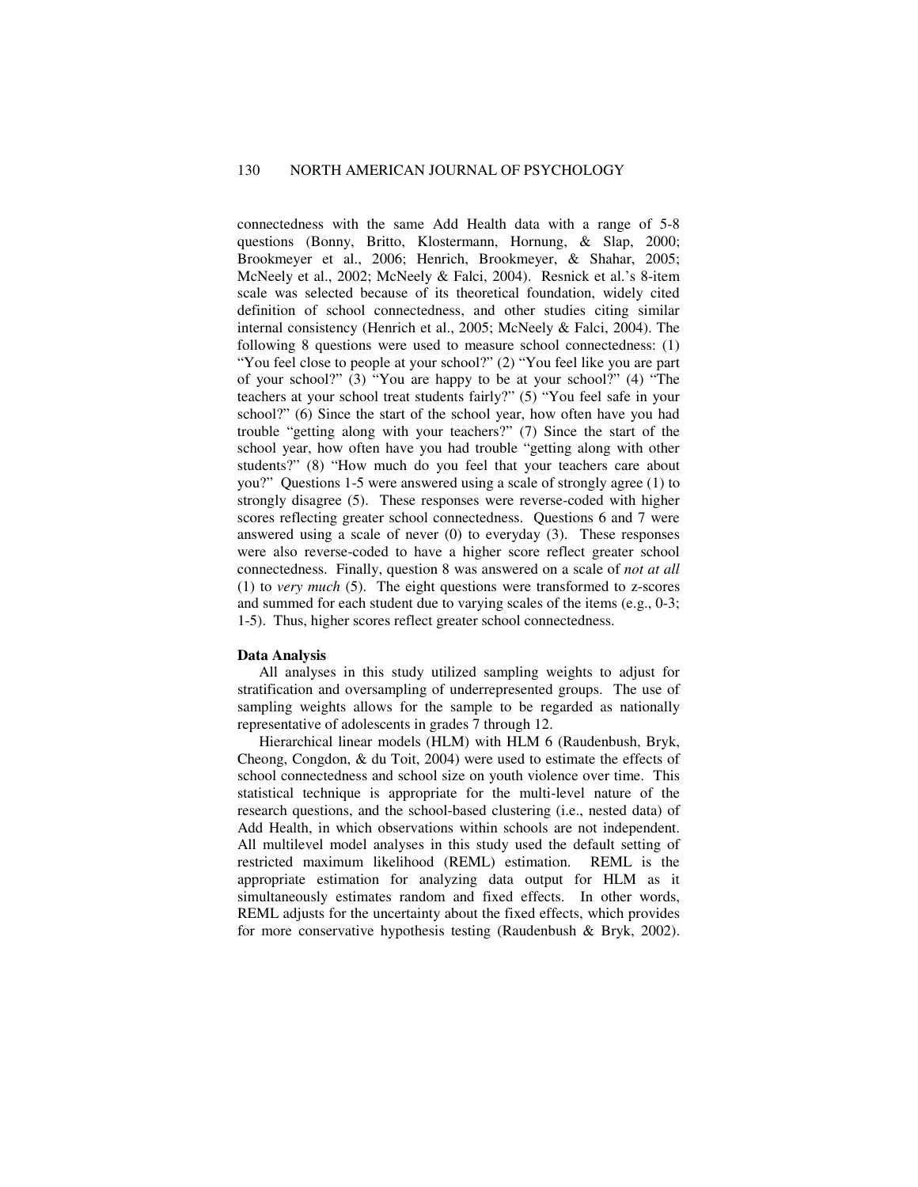connectedness with the same Add Health data with a range of 5-8 questions (Bonny, Britto, Klostermann, Hornung, & Slap, 2000; Brookmeyer et al., 2006; Henrich, Brookmeyer, & Shahar, 2005; McNeely et al., 2002; McNeely & Falci, 2004). Resnick et al.'s 8-item scale was selected because of its theoretical foundation, widely cited definition of school connectedness, and other studies citing similar internal consistency (Henrich et al., 2005; McNeely & Falci, 2004). The following 8 questions were used to measure school connectedness: (1) "You feel close to people at your school?" (2) "You feel like you are part of your school?" (3) "You are happy to be at your school?" (4) "The teachers at your school treat students fairly?" (5) "You feel safe in your school?" (6) Since the start of the school year, how often have you had trouble "getting along with your teachers?" (7) Since the start of the school year, how often have you had trouble "getting along with other students?" (8) "How much do you feel that your teachers care about you?" Questions 1-5 were answered using a scale of strongly agree (1) to strongly disagree (5). These responses were reverse-coded with higher scores reflecting greater school connectedness. Questions 6 and 7 were answered using a scale of never (0) to everyday (3). These responses were also reverse-coded to have a higher score reflect greater school connectedness. Finally, question 8 was answered on a scale of *not at all* (1) to *very much* (5). The eight questions were transformed to z-scores and summed for each student due to varying scales of the items (e.g., 0-3; 1-5). Thus, higher scores reflect greater school connectedness.

**Data Analysis**

All analyses in this study utilized sampling weights to adjust for stratification and oversampling of underrepresented groups. The use of sampling weights allows for the sample to be regarded as nationally representative of adolescents in grades 7 through 12.

Hierarchical linear models (HLM) with HLM 6 (Raudenbush, Bryk, Cheong, Congdon, & du Toit, 2004) were used to estimate the effects of school connectedness and school size on youth violence over time. This statistical technique is appropriate for the multi-level nature of the research questions, and the school-based clustering (i.e., nested data) of Add Health, in which observations within schools are not independent. All multilevel model analyses in this study used the default setting of restricted maximum likelihood (REML) estimation. REML is the appropriate estimation for analyzing data output for HLM as it simultaneously estimates random and fixed effects. In other words, REML adjusts for the uncertainty about the fixed effects, which provides for more conservative hypothesis testing (Raudenbush & Bryk, 2002).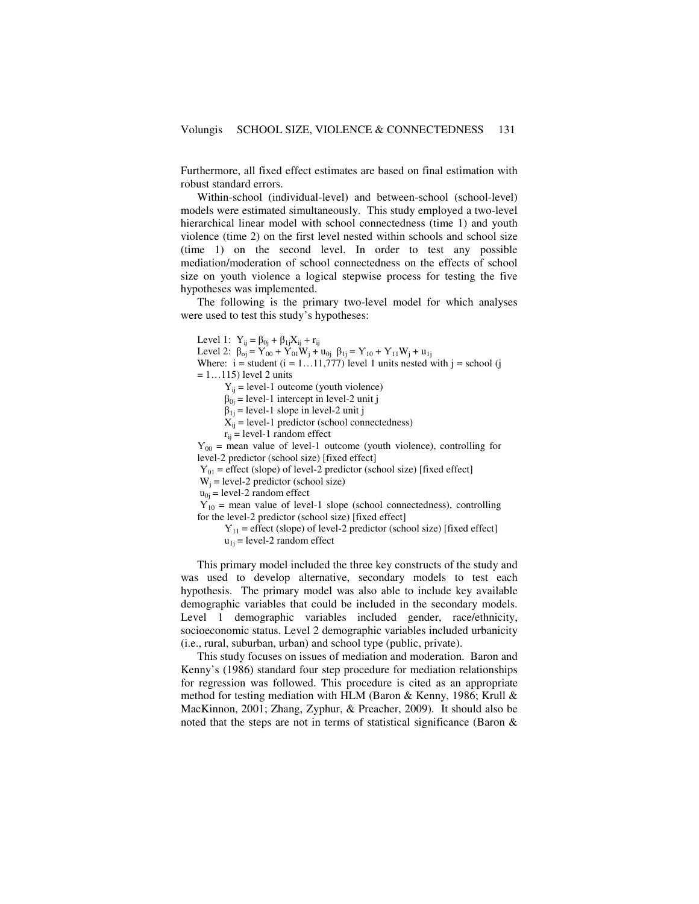Furthermore, all fixed effect estimates are based on final estimation with robust standard errors.

Within-school (individual-level) and between-school (school-level) models were estimated simultaneously. This study employed a two-level hierarchical linear model with school connectedness (time 1) and youth violence (time 2) on the first level nested within schools and school size (time 1) on the second level. In order to test any possible mediation/moderation of school connectedness on the effects of school size on youth violence a logical stepwise process for testing the five hypotheses was implemented.

The following is the primary two-level model for which analyses were used to test this study's hypotheses:

Level 1: $Y_{ij} = \beta_{0j} + \beta_{1j}X_{ij} + r_{ij}$

Level 2: $\beta_{oj} = Y_{00} + Y_{01}W_j + u_{0j}$ $\beta_{1j} = Y_{10} + Y_{11}W_j + u_{1j}$

Where: $i$ = student ($i = 1 \ldots 11{,}777$) level 1 units nested with $j$ = school ($j = 1 \ldots 115$) level 2 units

- $Y_{ij}$ = level-1 outcome (youth violence)
- $\beta_{0j}$ = level-1 intercept in level-2 unit j
- $\beta_{1j}$ = level-1 slope in level-2 unit j
- $X_{ij}$ = level-1 predictor (school connectedness)
- $r_{ij}$ = level-1 random effect

$Y_{00}$ = mean value of level-1 outcome (youth violence), controlling for level-2 predictor (school size) [fixed effect]

$Y_{01}$ = effect (slope) of level-2 predictor (school size) [fixed effect]

$W_j$ = level-2 predictor (school size)

$u_{0j}$ = level-2 random effect

$Y_{10}$ = mean value of level-1 slope (school connectedness), controlling for the level-2 predictor (school size) [fixed effect]

- $Y_{11}$ = effect (slope) of level-2 predictor (school size) [fixed effect]
- $u_{1j}$ = level-2 random effect

This primary model included the three key constructs of the study and was used to develop alternative, secondary models to test each hypothesis. The primary model was also able to include key available demographic variables that could be included in the secondary models. Level 1 demographic variables included gender, race/ethnicity, socioeconomic status. Level 2 demographic variables included urbanicity (i.e., rural, suburban, urban) and school type (public, private).

This study focuses on issues of mediation and moderation. Baron and Kenny's (1986) standard four step procedure for mediation relationships for regression was followed. This procedure is cited as an appropriate method for testing mediation with HLM (Baron & Kenny, 1986; Krull & MacKinnon, 2001; Zhang, Zyphur, & Preacher, 2009). It should also be noted that the steps are not in terms of statistical significance (Baron &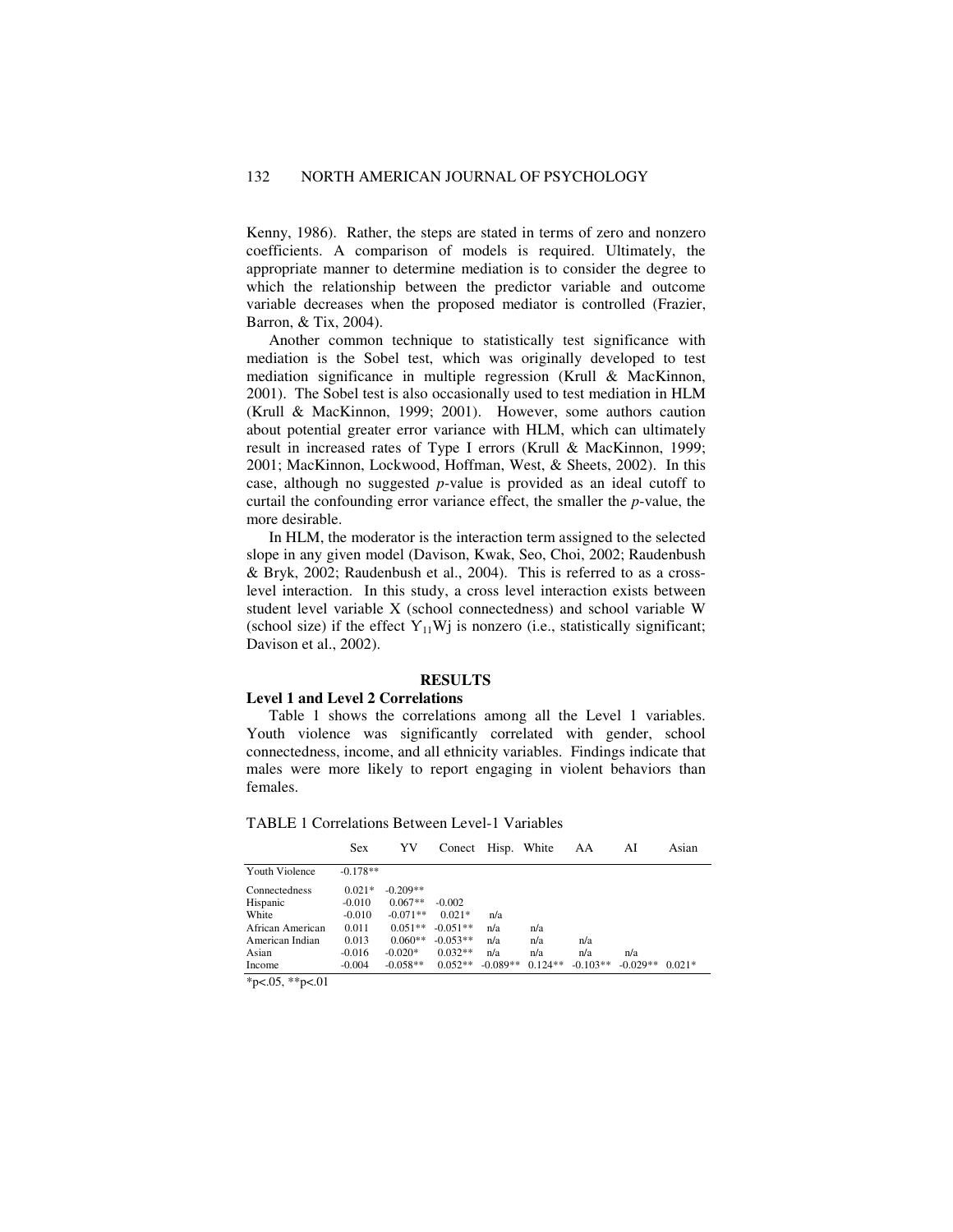Kenny, 1986). Rather, the steps are stated in terms of zero and nonzero coefficients. A comparison of models is required. Ultimately, the appropriate manner to determine mediation is to consider the degree to which the relationship between the predictor variable and outcome variable decreases when the proposed mediator is controlled (Frazier, Barron, & Tix, 2004).

Another common technique to statistically test significance with mediation is the Sobel test, which was originally developed to test mediation significance in multiple regression (Krull & MacKinnon, 2001). The Sobel test is also occasionally used to test mediation in HLM (Krull & MacKinnon, 1999; 2001). However, some authors caution about potential greater error variance with HLM, which can ultimately result in increased rates of Type I errors (Krull & MacKinnon, 1999; 2001; MacKinnon, Lockwood, Hoffman, West, & Sheets, 2002). In this case, although no suggested *p*-value is provided as an ideal cutoff to curtail the confounding error variance effect, the smaller the *p*-value, the more desirable.

In HLM, the moderator is the interaction term assigned to the selected slope in any given model (Davison, Kwak, Seo, Choi, 2002; Raudenbush & Bryk, 2002; Raudenbush et al., 2004). This is referred to as a cross-level interaction. In this study, a cross level interaction exists between student level variable X (school connectedness) and school variable W (school size) if the effect $Y_{11}Wj$ is nonzero (i.e., statistically significant; Davison et al., 2002).

## RESULTS

### Level 1 and Level 2 Correlations

Table 1 shows the correlations among all the Level 1 variables. Youth violence was significantly correlated with gender, school connectedness, income, and all ethnicity variables. Findings indicate that males were more likely to report engaging in violent behaviors than females.

TABLE 1 Correlations Between Level-1 Variables

| | Sex | YV | Conect | Hisp. | White | AA | AI | Asian |
|---|---|---|---|---|---|---|---|---|
| Youth Violence | -0.178** | | | | | | | |
| Connectedness | 0.021* | -0.209** | | | | | | |
| Hispanic | -0.010 | 0.067** | -0.002 | | | | | |
| White | -0.010 | -0.071** | 0.021* | n/a | | | | |
| African American | 0.011 | 0.051** | -0.051** | n/a | n/a | | | |
| American Indian | 0.013 | 0.060** | -0.053** | n/a | n/a | n/a | | |
| Asian | -0.016 | -0.020* | 0.032** | n/a | n/a | n/a | n/a | |
| Income | -0.004 | -0.058** | 0.052** | -0.089** | 0.124** | -0.103** | -0.029** | 0.021* |

*p<.05, **p<.01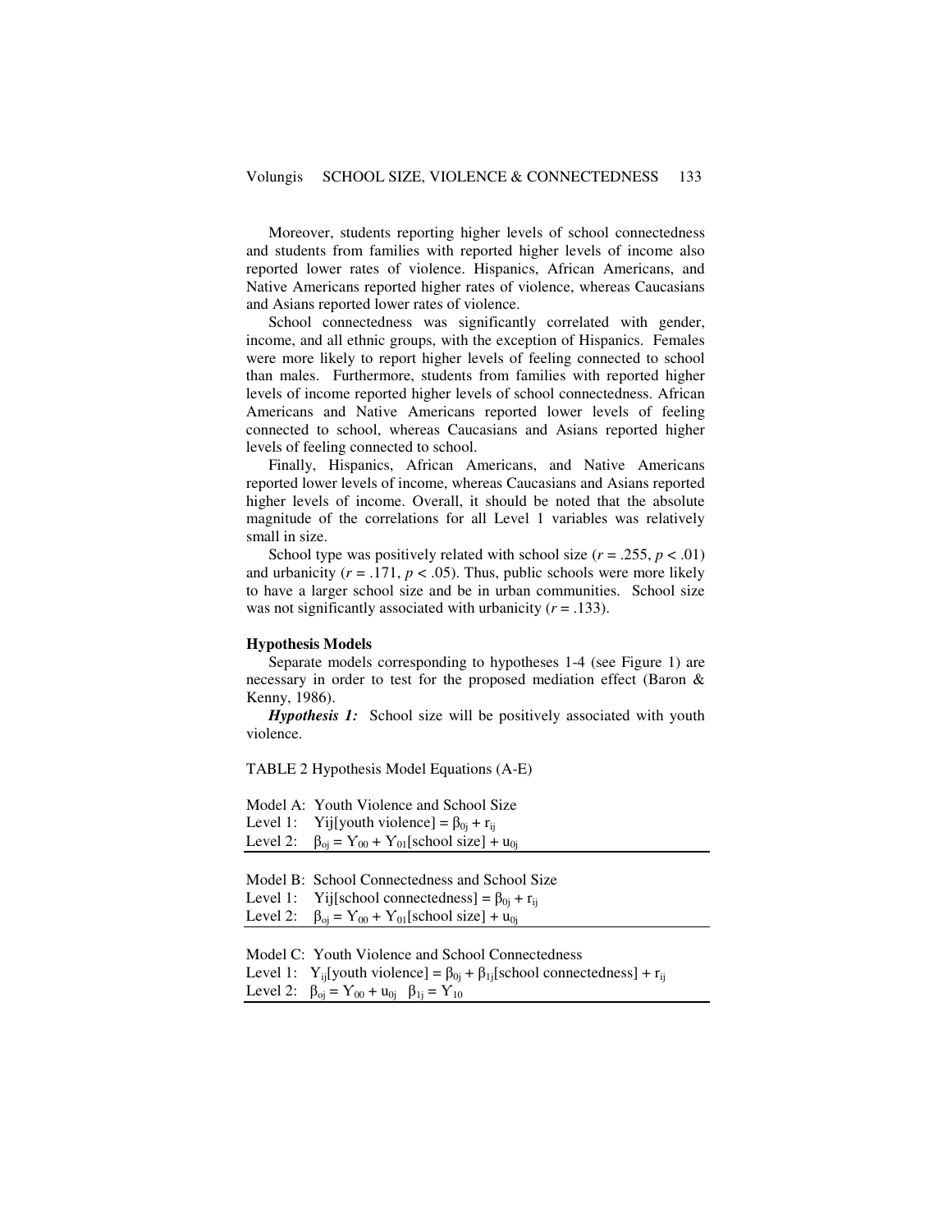Moreover, students reporting higher levels of school connectedness and students from families with reported higher levels of income also reported lower rates of violence. Hispanics, African Americans, and Native Americans reported higher rates of violence, whereas Caucasians and Asians reported lower rates of violence.

School connectedness was significantly correlated with gender, income, and all ethnic groups, with the exception of Hispanics. Females were more likely to report higher levels of feeling connected to school than males. Furthermore, students from families with reported higher levels of income reported higher levels of school connectedness. African Americans and Native Americans reported lower levels of feeling connected to school, whereas Caucasians and Asians reported higher levels of feeling connected to school.

Finally, Hispanics, African Americans, and Native Americans reported lower levels of income, whereas Caucasians and Asians reported higher levels of income. Overall, it should be noted that the absolute magnitude of the correlations for all Level 1 variables was relatively small in size.

School type was positively related with school size ($r = .255$, $p < .01$) and urbanicity ($r = .171$, $p < .05$). Thus, public schools were more likely to have a larger school size and be in urban communities. School size was not significantly associated with urbanicity ($r = .133$).

**Hypothesis Models**

Separate models corresponding to hypotheses 1-4 (see Figure 1) are necessary in order to test for the proposed mediation effect (Baron & Kenny, 1986).

***Hypothesis 1:*** School size will be positively associated with youth violence.

TABLE 2 Hypothesis Model Equations (A-E)

Model A: Youth Violence and School Size
Level 1: $Y_{ij}[\text{youth violence}] = \beta_{0j} + r_{ij}$
Level 2: $\beta_{0j} = \Upsilon_{00} + \Upsilon_{01}[\text{school size}] + u_{0j}$

Model B: School Connectedness and School Size
Level 1: $Y_{ij}[\text{school connectedness}] = \beta_{0j} + r_{ij}$
Level 2: $\beta_{0j} = \Upsilon_{00} + \Upsilon_{01}[\text{school size}] + u_{0j}$

Model C: Youth Violence and School Connectedness
Level 1: $Y_{ij}[\text{youth violence}] = \beta_{0j} + \beta_{1j}[\text{school connectedness}] + r_{ij}$
Level 2: $\beta_{0j} = \Upsilon_{00} + u_{0j} \quad \beta_{1j} = \Upsilon_{10}$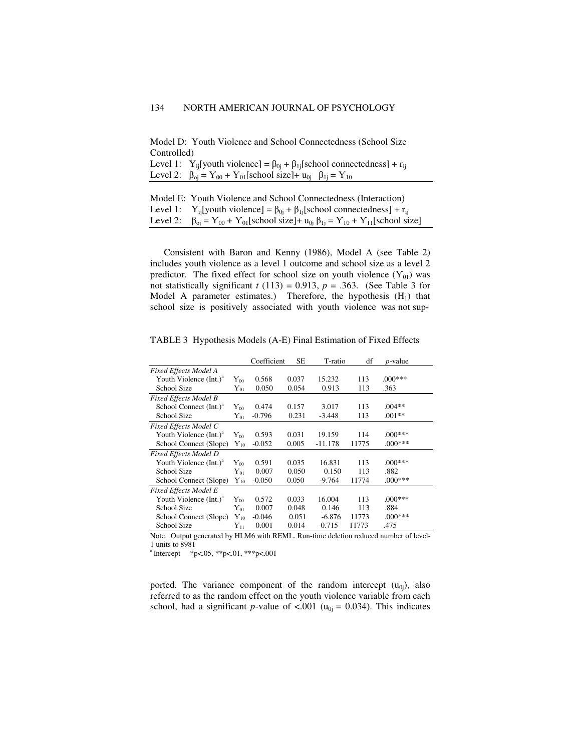Model D: Youth Violence and School Connectedness (School Size Controlled)
Level 1: $Y_{ij}$[youth violence] = $\beta_{0j}$ + $\beta_{1j}$[school connectedness] + $r_{ij}$
Level 2: $\beta_{oj}$ = $Y_{00}$ + $Y_{01}$[school size]+ $u_{0j}$ $\beta_{1j}$ = $Y_{10}$

Model E: Youth Violence and School Connectedness (Interaction)
Level 1: $Y_{ij}$[youth violence] = $\beta_{0j}$ + $\beta_{1j}$[school connectedness] + $r_{ij}$
Level 2: $\beta_{oj}$ = $Y_{00}$ + $Y_{01}$[school size]+ $u_{0j}$ $\beta_{1j}$ = $Y_{10}$ + $Y_{11}$[school size]

Consistent with Baron and Kenny (1986), Model A (see Table 2) includes youth violence as a level 1 outcome and school size as a level 2 predictor. The fixed effect for school size on youth violence ($Y_{01}$) was not statistically significant $t$ (113) = 0.913, $p$ = .363. (See Table 3 for Model A parameter estimates.) Therefore, the hypothesis ($H_1$) that school size is positively associated with youth violence was not supported. The variance component of the random intercept ($u_{0j}$), also referred to as the random effect on the youth violence variable from each school, had a significant $p$-value of <.001 ($u_{0j}$ = 0.034). This indicates

TABLE 3 Hypothesis Models (A-E) Final Estimation of Fixed Effects

| | | Coefficient | SE | T-ratio | df | *p*-value |
|---|---|---|---|---|---|---|
| *Fixed Effects Model A* | | | | | | |
| Youth Violence (Int.)[a] | $Y_{00}$ | 0.568 | 0.037 | 15.232 | 113 | .000*** |
| School Size | $Y_{01}$ | 0.050 | 0.054 | 0.913 | 113 | .363 |
| *Fixed Effects Model B* | | | | | | |
| School Connect (Int.)[a] | $Y_{00}$ | 0.474 | 0.157 | 3.017 | 113 | .004** |
| School Size | $Y_{01}$ | -0.796 | 0.231 | -3.448 | 113 | .001** |
| *Fixed Effects Model C* | | | | | | |
| Youth Violence (Int.)[a] | $Y_{00}$ | 0.593 | 0.031 | 19.159 | 114 | .000*** |
| School Connect (Slope) | $Y_{10}$ | -0.052 | 0.005 | -11.178 | 11775 | .000*** |
| *Fixed Effects Model D* | | | | | | |
| Youth Violence (Int.)[a] | $Y_{00}$ | 0.591 | 0.035 | 16.831 | 113 | .000*** |
| School Size | $Y_{01}$ | 0.007 | 0.050 | 0.150 | 113 | .882 |
| School Connect (Slope) | $Y_{10}$ | -0.050 | 0.050 | -9.764 | 11774 | .000*** |
| *Fixed Effects Model E* | | | | | | |
| Youth Violence (Int.)[a] | $Y_{00}$ | 0.572 | 0.033 | 16.004 | 113 | .000*** |
| School Size | $Y_{01}$ | 0.007 | 0.048 | 0.146 | 113 | .884 |
| School Connect (Slope) | $Y_{10}$ | -0.046 | 0.051 | -6.876 | 11773 | .000*** |
| School Size | $Y_{11}$ | 0.001 | 0.014 | -0.715 | 11773 | .475 |

Note. Output generated by HLM6 with REML. Run-time deletion reduced number of level-1 units to 8981

[a] Intercept *p<.05, **p<.01, ***p<.001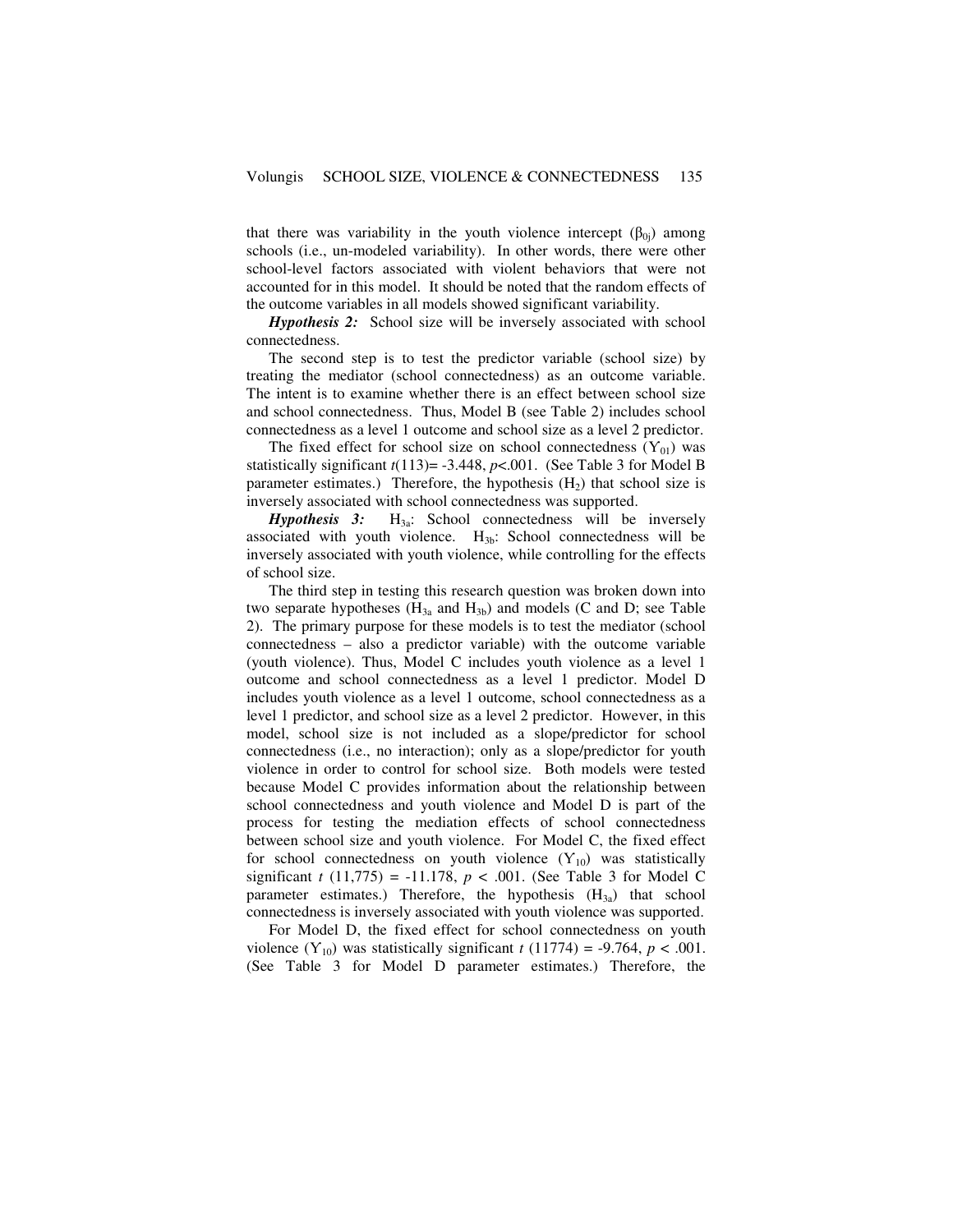that there was variability in the youth violence intercept ($\beta_{0j}$) among schools (i.e., un-modeled variability). In other words, there were other school-level factors associated with violent behaviors that were not accounted for in this model. It should be noted that the random effects of the outcome variables in all models showed significant variability.

***Hypothesis 2:*** School size will be inversely associated with school connectedness.

The second step is to test the predictor variable (school size) by treating the mediator (school connectedness) as an outcome variable. The intent is to examine whether there is an effect between school size and school connectedness. Thus, Model B (see Table 2) includes school connectedness as a level 1 outcome and school size as a level 2 predictor.

The fixed effect for school size on school connectedness ($Y_{01}$) was statistically significant $t(113) = -3.448$, $p<.001$. (See Table 3 for Model B parameter estimates.) Therefore, the hypothesis ($H_2$) that school size is inversely associated with school connectedness was supported.

***Hypothesis 3:*** $H_{3a}$: School connectedness will be inversely associated with youth violence. $H_{3b}$: School connectedness will be inversely associated with youth violence, while controlling for the effects of school size.

The third step in testing this research question was broken down into two separate hypotheses ($H_{3a}$ and $H_{3b}$) and models (C and D; see Table 2). The primary purpose for these models is to test the mediator (school connectedness – also a predictor variable) with the outcome variable (youth violence). Thus, Model C includes youth violence as a level 1 outcome and school connectedness as a level 1 predictor. Model D includes youth violence as a level 1 outcome, school connectedness as a level 1 predictor, and school size as a level 2 predictor. However, in this model, school size is not included as a slope/predictor for school connectedness (i.e., no interaction); only as a slope/predictor for youth violence in order to control for school size. Both models were tested because Model C provides information about the relationship between school connectedness and youth violence and Model D is part of the process for testing the mediation effects of school connectedness between school size and youth violence. For Model C, the fixed effect for school connectedness on youth violence ($Y_{10}$) was statistically significant $t\ (11{,}775) = -11.178$, $p < .001$. (See Table 3 for Model C parameter estimates.) Therefore, the hypothesis ($H_{3a}$) that school connectedness is inversely associated with youth violence was supported.

For Model D, the fixed effect for school connectedness on youth violence ($Y_{10}$) was statistically significant $t\ (11774) = -9.764$, $p < .001$. (See Table 3 for Model D parameter estimates.) Therefore, the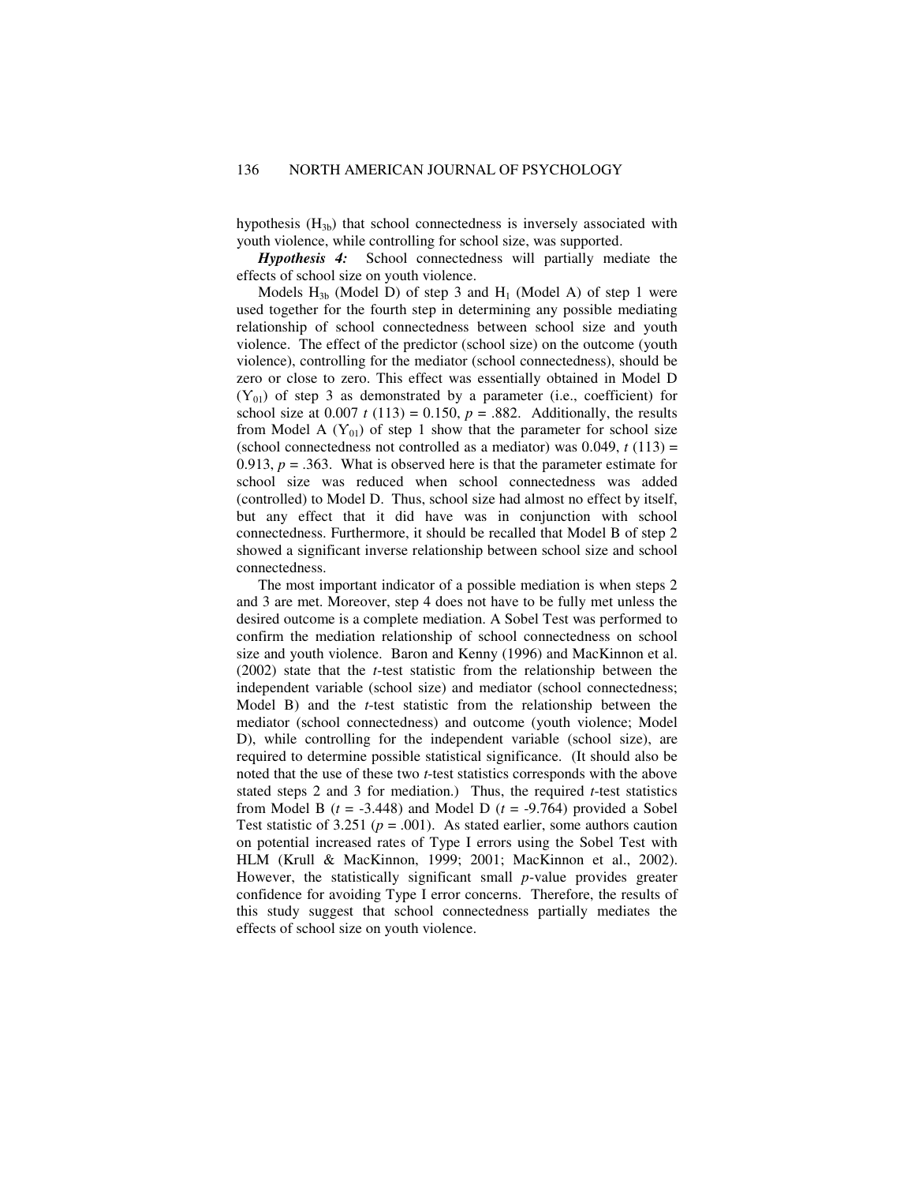hypothesis ($H_{3b}$) that school connectedness is inversely associated with youth violence, while controlling for school size, was supported.

***Hypothesis 4:*** School connectedness will partially mediate the effects of school size on youth violence.

Models $H_{3b}$ (Model D) of step 3 and $H_1$ (Model A) of step 1 were used together for the fourth step in determining any possible mediating relationship of school connectedness between school size and youth violence. The effect of the predictor (school size) on the outcome (youth violence), controlling for the mediator (school connectedness), should be zero or close to zero. This effect was essentially obtained in Model D ($Y_{01}$) of step 3 as demonstrated by a parameter (i.e., coefficient) for school size at 0.007 $t$ (113) = 0.150, $p$ = .882. Additionally, the results from Model A ($Y_{01}$) of step 1 show that the parameter for school size (school connectedness not controlled as a mediator) was 0.049, $t$ (113) = 0.913, $p$ = .363. What is observed here is that the parameter estimate for school size was reduced when school connectedness was added (controlled) to Model D. Thus, school size had almost no effect by itself, but any effect that it did have was in conjunction with school connectedness. Furthermore, it should be recalled that Model B of step 2 showed a significant inverse relationship between school size and school connectedness.

The most important indicator of a possible mediation is when steps 2 and 3 are met. Moreover, step 4 does not have to be fully met unless the desired outcome is a complete mediation. A Sobel Test was performed to confirm the mediation relationship of school connectedness on school size and youth violence. Baron and Kenny (1996) and MacKinnon et al. (2002) state that the $t$-test statistic from the relationship between the independent variable (school size) and mediator (school connectedness; Model B) and the $t$-test statistic from the relationship between the mediator (school connectedness) and outcome (youth violence; Model D), while controlling for the independent variable (school size), are required to determine possible statistical significance. (It should also be noted that the use of these two $t$-test statistics corresponds with the above stated steps 2 and 3 for mediation.) Thus, the required $t$-test statistics from Model B ($t$ = -3.448) and Model D ($t$ = -9.764) provided a Sobel Test statistic of 3.251 ($p$ = .001). As stated earlier, some authors caution on potential increased rates of Type I errors using the Sobel Test with HLM (Krull & MacKinnon, 1999; 2001; MacKinnon et al., 2002). However, the statistically significant small $p$-value provides greater confidence for avoiding Type I error concerns. Therefore, the results of this study suggest that school connectedness partially mediates the effects of school size on youth violence.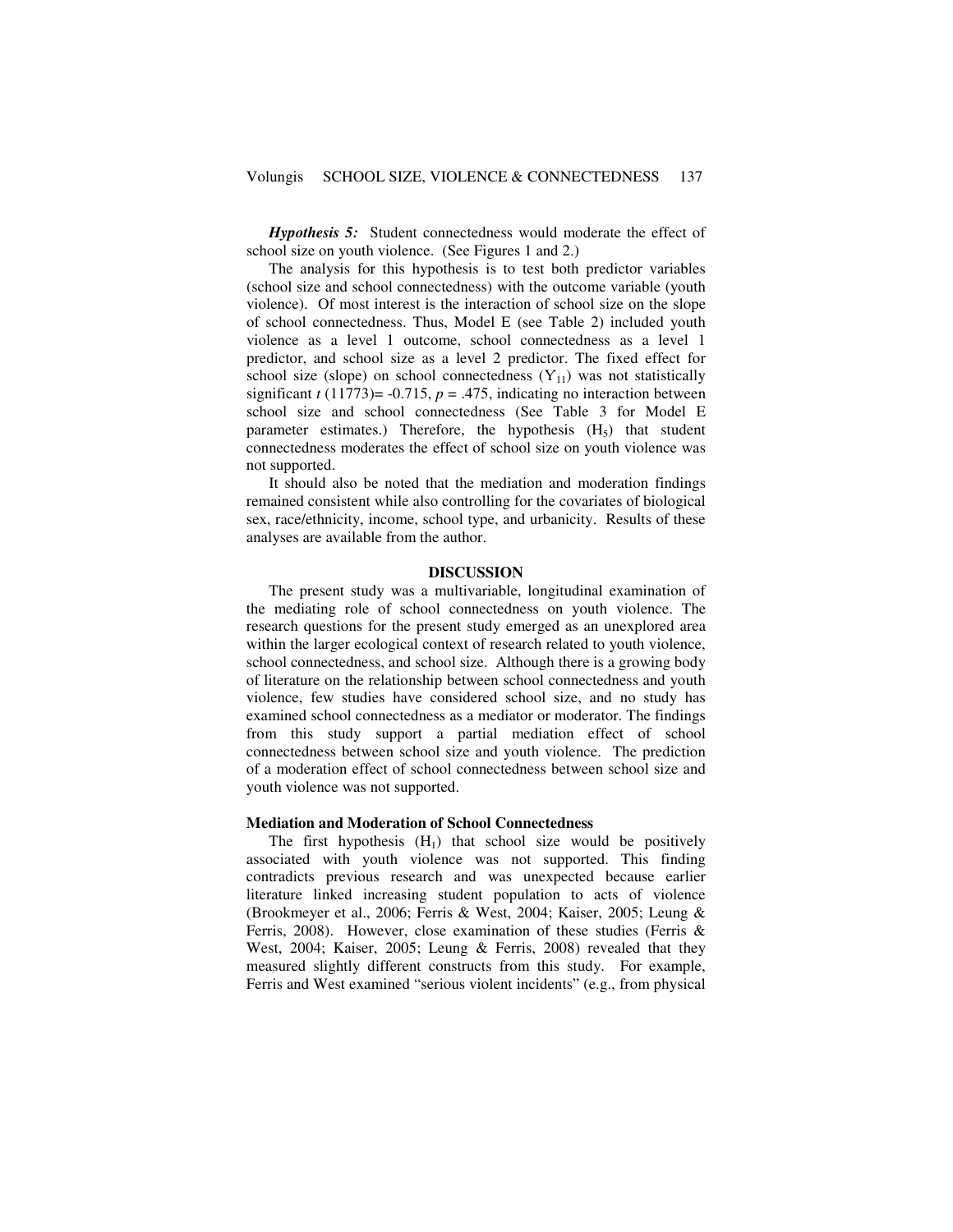***Hypothesis 5:*** Student connectedness would moderate the effect of school size on youth violence. (See Figures 1 and 2.)

The analysis for this hypothesis is to test both predictor variables (school size and school connectedness) with the outcome variable (youth violence). Of most interest is the interaction of school size on the slope of school connectedness. Thus, Model E (see Table 2) included youth violence as a level 1 outcome, school connectedness as a level 1 predictor, and school size as a level 2 predictor. The fixed effect for school size (slope) on school connectedness ($Y_{11}$) was not statistically significant $t$ (11773)= -0.715, $p$ = .475, indicating no interaction between school size and school connectedness (See Table 3 for Model E parameter estimates.) Therefore, the hypothesis ($H_5$) that student connectedness moderates the effect of school size on youth violence was not supported.

It should also be noted that the mediation and moderation findings remained consistent while also controlling for the covariates of biological sex, race/ethnicity, income, school type, and urbanicity. Results of these analyses are available from the author.

## DISCUSSION

The present study was a multivariable, longitudinal examination of the mediating role of school connectedness on youth violence. The research questions for the present study emerged as an unexplored area within the larger ecological context of research related to youth violence, school connectedness, and school size. Although there is a growing body of literature on the relationship between school connectedness and youth violence, few studies have considered school size, and no study has examined school connectedness as a mediator or moderator. The findings from this study support a partial mediation effect of school connectedness between school size and youth violence. The prediction of a moderation effect of school connectedness between school size and youth violence was not supported.

### Mediation and Moderation of School Connectedness

The first hypothesis ($H_1$) that school size would be positively associated with youth violence was not supported. This finding contradicts previous research and was unexpected because earlier literature linked increasing student population to acts of violence (Brookmeyer et al., 2006; Ferris & West, 2004; Kaiser, 2005; Leung & Ferris, 2008). However, close examination of these studies (Ferris & West, 2004; Kaiser, 2005; Leung & Ferris, 2008) revealed that they measured slightly different constructs from this study. For example, Ferris and West examined "serious violent incidents" (e.g., from physical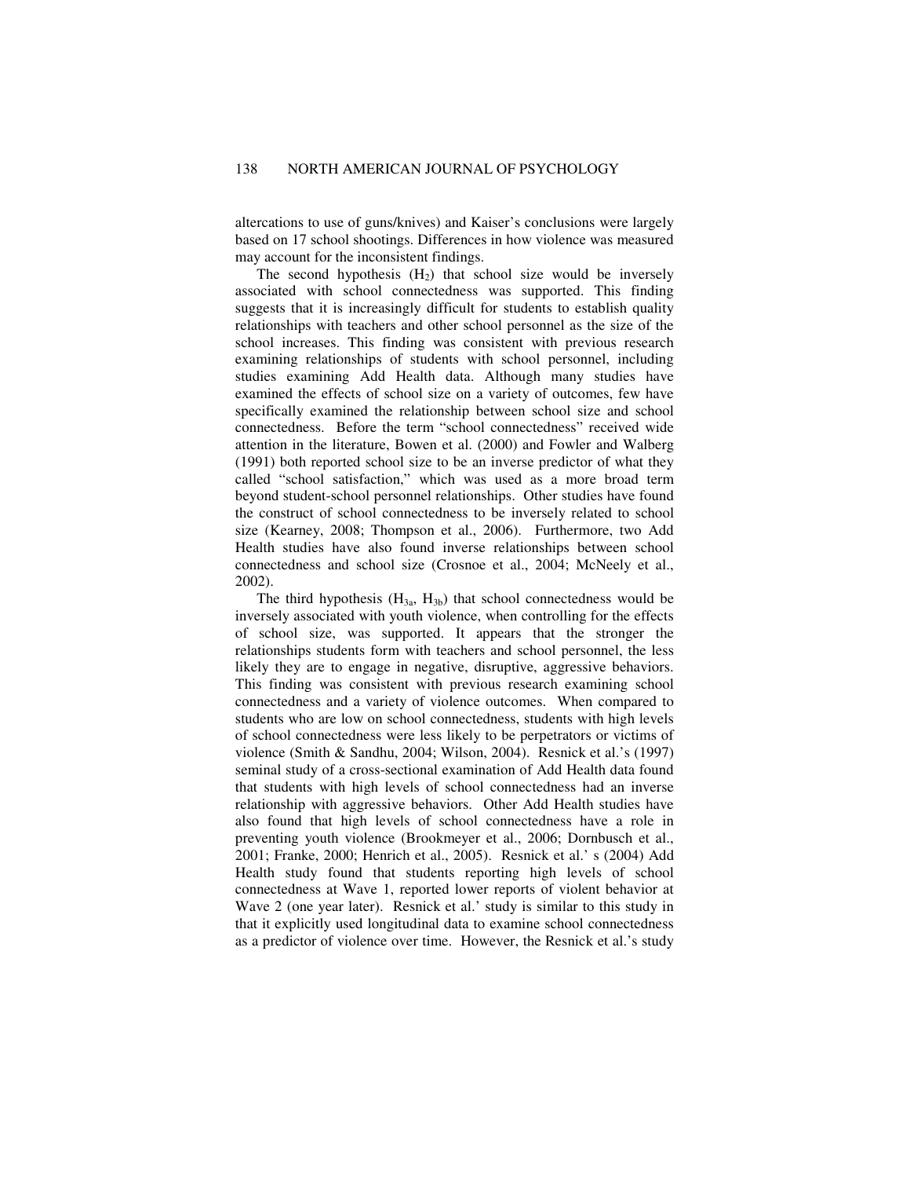altercations to use of guns/knives) and Kaiser's conclusions were largely based on 17 school shootings. Differences in how violence was measured may account for the inconsistent findings.

The second hypothesis ($H_2$) that school size would be inversely associated with school connectedness was supported. This finding suggests that it is increasingly difficult for students to establish quality relationships with teachers and other school personnel as the size of the school increases. This finding was consistent with previous research examining relationships of students with school personnel, including studies examining Add Health data. Although many studies have examined the effects of school size on a variety of outcomes, few have specifically examined the relationship between school size and school connectedness. Before the term "school connectedness" received wide attention in the literature, Bowen et al. (2000) and Fowler and Walberg (1991) both reported school size to be an inverse predictor of what they called "school satisfaction," which was used as a more broad term beyond student-school personnel relationships. Other studies have found the construct of school connectedness to be inversely related to school size (Kearney, 2008; Thompson et al., 2006). Furthermore, two Add Health studies have also found inverse relationships between school connectedness and school size (Crosnoe et al., 2004; McNeely et al., 2002).

The third hypothesis ($H_{3a}$, $H_{3b}$) that school connectedness would be inversely associated with youth violence, when controlling for the effects of school size, was supported. It appears that the stronger the relationships students form with teachers and school personnel, the less likely they are to engage in negative, disruptive, aggressive behaviors. This finding was consistent with previous research examining school connectedness and a variety of violence outcomes. When compared to students who are low on school connectedness, students with high levels of school connectedness were less likely to be perpetrators or victims of violence (Smith & Sandhu, 2004; Wilson, 2004). Resnick et al.'s (1997) seminal study of a cross-sectional examination of Add Health data found that students with high levels of school connectedness had an inverse relationship with aggressive behaviors. Other Add Health studies have also found that high levels of school connectedness have a role in preventing youth violence (Brookmeyer et al., 2006; Dornbusch et al., 2001; Franke, 2000; Henrich et al., 2005). Resnick et al.' s (2004) Add Health study found that students reporting high levels of school connectedness at Wave 1, reported lower reports of violent behavior at Wave 2 (one year later). Resnick et al.' study is similar to this study in that it explicitly used longitudinal data to examine school connectedness as a predictor of violence over time. However, the Resnick et al.'s study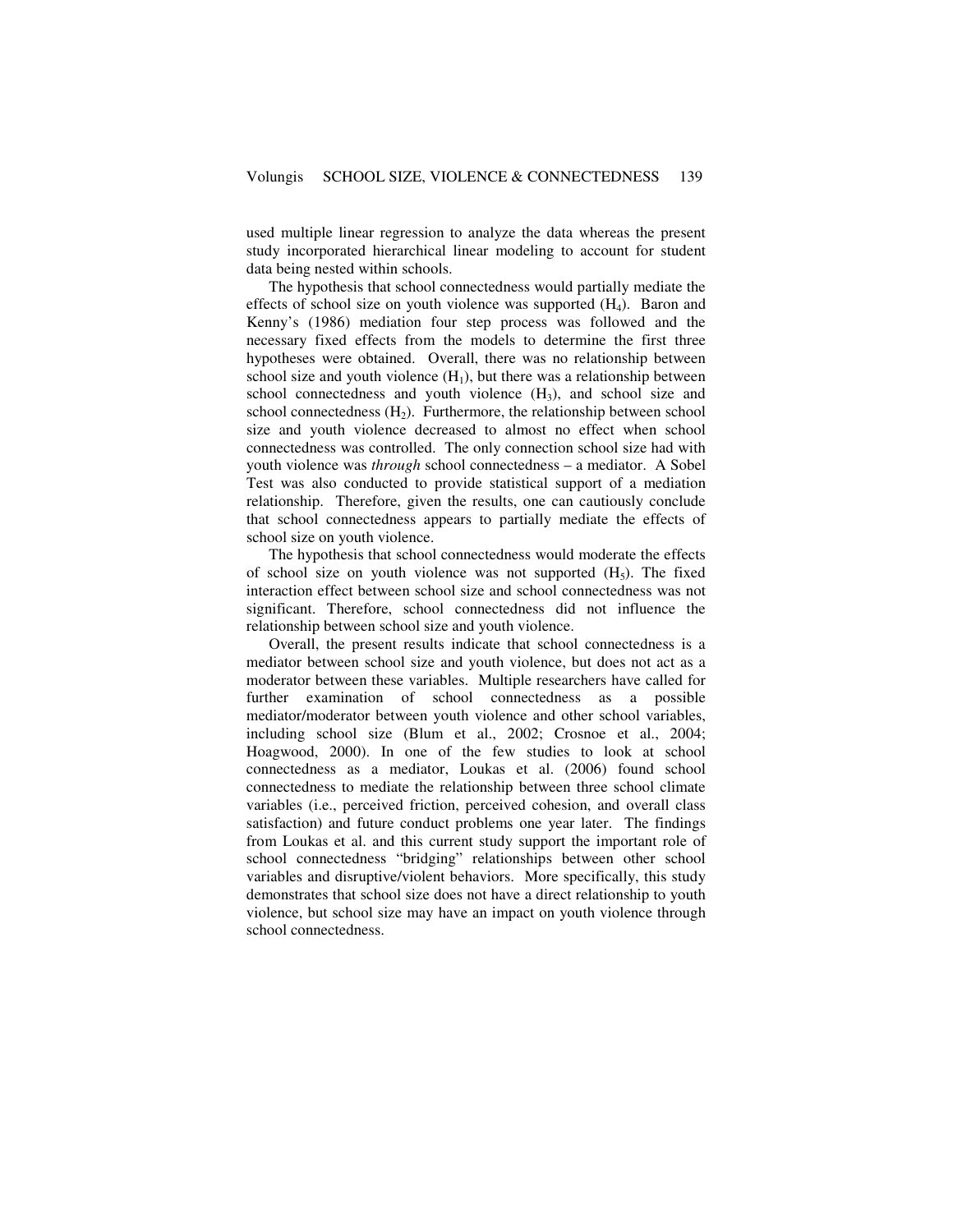used multiple linear regression to analyze the data whereas the present study incorporated hierarchical linear modeling to account for student data being nested within schools.

The hypothesis that school connectedness would partially mediate the effects of school size on youth violence was supported ($H_4$). Baron and Kenny's (1986) mediation four step process was followed and the necessary fixed effects from the models to determine the first three hypotheses were obtained. Overall, there was no relationship between school size and youth violence ($H_1$), but there was a relationship between school connectedness and youth violence ($H_3$), and school size and school connectedness ($H_2$). Furthermore, the relationship between school size and youth violence decreased to almost no effect when school connectedness was controlled. The only connection school size had with youth violence was *through* school connectedness – a mediator. A Sobel Test was also conducted to provide statistical support of a mediation relationship. Therefore, given the results, one can cautiously conclude that school connectedness appears to partially mediate the effects of school size on youth violence.

The hypothesis that school connectedness would moderate the effects of school size on youth violence was not supported ($H_5$). The fixed interaction effect between school size and school connectedness was not significant. Therefore, school connectedness did not influence the relationship between school size and youth violence.

Overall, the present results indicate that school connectedness is a mediator between school size and youth violence, but does not act as a moderator between these variables. Multiple researchers have called for further examination of school connectedness as a possible mediator/moderator between youth violence and other school variables, including school size (Blum et al., 2002; Crosnoe et al., 2004; Hoagwood, 2000). In one of the few studies to look at school connectedness as a mediator, Loukas et al. (2006) found school connectedness to mediate the relationship between three school climate variables (i.e., perceived friction, perceived cohesion, and overall class satisfaction) and future conduct problems one year later. The findings from Loukas et al. and this current study support the important role of school connectedness "bridging" relationships between other school variables and disruptive/violent behaviors. More specifically, this study demonstrates that school size does not have a direct relationship to youth violence, but school size may have an impact on youth violence through school connectedness.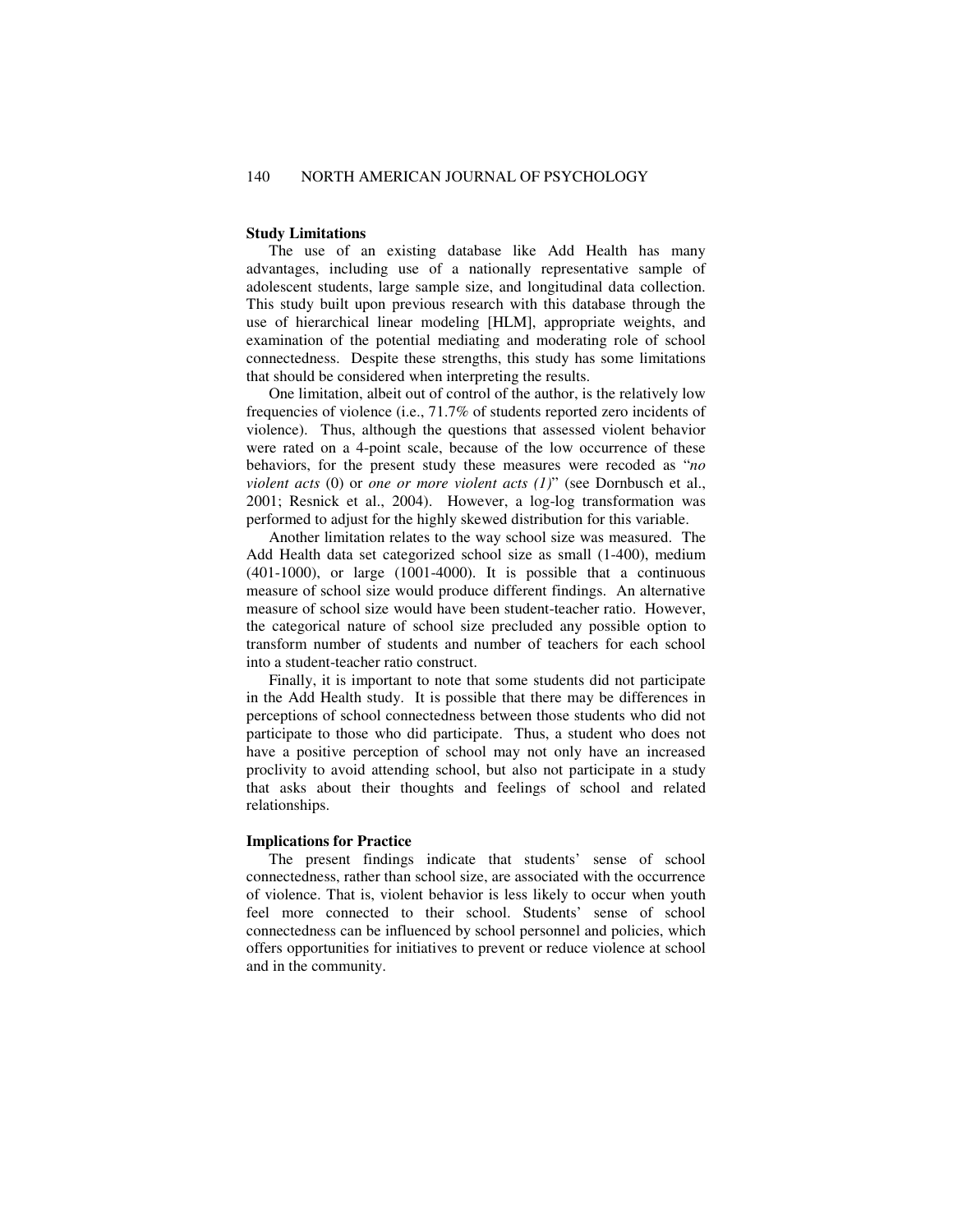### Study Limitations

The use of an existing database like Add Health has many advantages, including use of a nationally representative sample of adolescent students, large sample size, and longitudinal data collection. This study built upon previous research with this database through the use of hierarchical linear modeling [HLM], appropriate weights, and examination of the potential mediating and moderating role of school connectedness. Despite these strengths, this study has some limitations that should be considered when interpreting the results.

One limitation, albeit out of control of the author, is the relatively low frequencies of violence (i.e., 71.7% of students reported zero incidents of violence). Thus, although the questions that assessed violent behavior were rated on a 4-point scale, because of the low occurrence of these behaviors, for the present study these measures were recoded as "*no violent acts* (0) or *one or more violent acts (1)*" (see Dornbusch et al., 2001; Resnick et al., 2004). However, a log-log transformation was performed to adjust for the highly skewed distribution for this variable.

Another limitation relates to the way school size was measured. The Add Health data set categorized school size as small (1-400), medium (401-1000), or large (1001-4000). It is possible that a continuous measure of school size would produce different findings. An alternative measure of school size would have been student-teacher ratio. However, the categorical nature of school size precluded any possible option to transform number of students and number of teachers for each school into a student-teacher ratio construct.

Finally, it is important to note that some students did not participate in the Add Health study. It is possible that there may be differences in perceptions of school connectedness between those students who did not participate to those who did participate. Thus, a student who does not have a positive perception of school may not only have an increased proclivity to avoid attending school, but also not participate in a study that asks about their thoughts and feelings of school and related relationships.

### Implications for Practice

The present findings indicate that students' sense of school connectedness, rather than school size, are associated with the occurrence of violence. That is, violent behavior is less likely to occur when youth feel more connected to their school. Students' sense of school connectedness can be influenced by school personnel and policies, which offers opportunities for initiatives to prevent or reduce violence at school and in the community.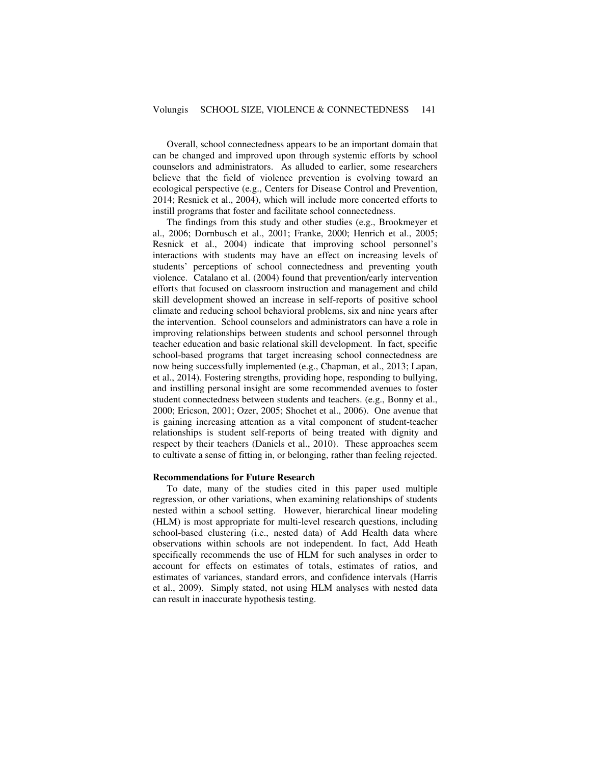Overall, school connectedness appears to be an important domain that can be changed and improved upon through systemic efforts by school counselors and administrators. As alluded to earlier, some researchers believe that the field of violence prevention is evolving toward an ecological perspective (e.g., Centers for Disease Control and Prevention, 2014; Resnick et al., 2004), which will include more concerted efforts to instill programs that foster and facilitate school connectedness.

The findings from this study and other studies (e.g., Brookmeyer et al., 2006; Dornbusch et al., 2001; Franke, 2000; Henrich et al., 2005; Resnick et al., 2004) indicate that improving school personnel's interactions with students may have an effect on increasing levels of students' perceptions of school connectedness and preventing youth violence. Catalano et al. (2004) found that prevention/early intervention efforts that focused on classroom instruction and management and child skill development showed an increase in self-reports of positive school climate and reducing school behavioral problems, six and nine years after the intervention. School counselors and administrators can have a role in improving relationships between students and school personnel through teacher education and basic relational skill development. In fact, specific school-based programs that target increasing school connectedness are now being successfully implemented (e.g., Chapman, et al., 2013; Lapan, et al., 2014). Fostering strengths, providing hope, responding to bullying, and instilling personal insight are some recommended avenues to foster student connectedness between students and teachers. (e.g., Bonny et al., 2000; Ericson, 2001; Ozer, 2005; Shochet et al., 2006). One avenue that is gaining increasing attention as a vital component of student-teacher relationships is student self-reports of being treated with dignity and respect by their teachers (Daniels et al., 2010). These approaches seem to cultivate a sense of fitting in, or belonging, rather than feeling rejected.

**Recommendations for Future Research**

To date, many of the studies cited in this paper used multiple regression, or other variations, when examining relationships of students nested within a school setting. However, hierarchical linear modeling (HLM) is most appropriate for multi-level research questions, including school-based clustering (i.e., nested data) of Add Health data where observations within schools are not independent. In fact, Add Heath specifically recommends the use of HLM for such analyses in order to account for effects on estimates of totals, estimates of ratios, and estimates of variances, standard errors, and confidence intervals (Harris et al., 2009). Simply stated, not using HLM analyses with nested data can result in inaccurate hypothesis testing.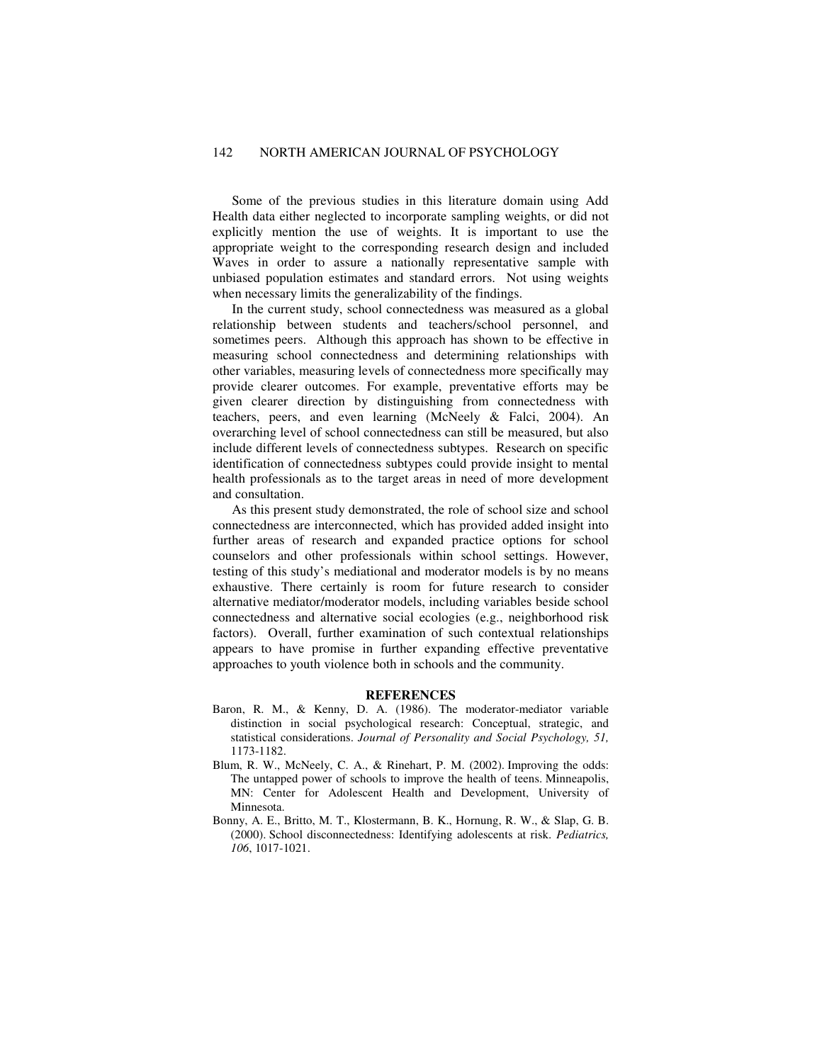Some of the previous studies in this literature domain using Add Health data either neglected to incorporate sampling weights, or did not explicitly mention the use of weights. It is important to use the appropriate weight to the corresponding research design and included Waves in order to assure a nationally representative sample with unbiased population estimates and standard errors. Not using weights when necessary limits the generalizability of the findings.

In the current study, school connectedness was measured as a global relationship between students and teachers/school personnel, and sometimes peers. Although this approach has shown to be effective in measuring school connectedness and determining relationships with other variables, measuring levels of connectedness more specifically may provide clearer outcomes. For example, preventative efforts may be given clearer direction by distinguishing from connectedness with teachers, peers, and even learning (McNeely & Falci, 2004). An overarching level of school connectedness can still be measured, but also include different levels of connectedness subtypes. Research on specific identification of connectedness subtypes could provide insight to mental health professionals as to the target areas in need of more development and consultation.

As this present study demonstrated, the role of school size and school connectedness are interconnected, which has provided added insight into further areas of research and expanded practice options for school counselors and other professionals within school settings. However, testing of this study's mediational and moderator models is by no means exhaustive. There certainly is room for future research to consider alternative mediator/moderator models, including variables beside school connectedness and alternative social ecologies (e.g., neighborhood risk factors). Overall, further examination of such contextual relationships appears to have promise in further expanding effective preventative approaches to youth violence both in schools and the community.

## REFERENCES

Baron, R. M., & Kenny, D. A. (1986). The moderator-mediator variable distinction in social psychological research: Conceptual, strategic, and statistical considerations. *Journal of Personality and Social Psychology, 51,* 1173-1182.

Blum, R. W., McNeely, C. A., & Rinehart, P. M. (2002). Improving the odds: The untapped power of schools to improve the health of teens. Minneapolis, MN: Center for Adolescent Health and Development, University of Minnesota.

Bonny, A. E., Britto, M. T., Klostermann, B. K., Hornung, R. W., & Slap, G. B. (2000). School disconnectedness: Identifying adolescents at risk. *Pediatrics, 106*, 1017-1021.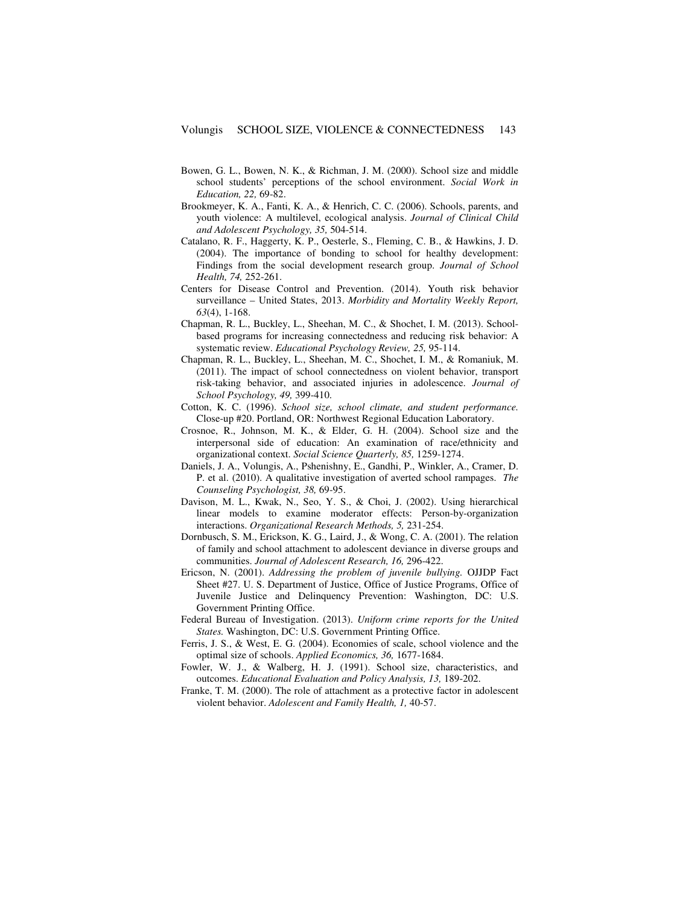Bowen, G. L., Bowen, N. K., & Richman, J. M. (2000). School size and middle school students' perceptions of the school environment. *Social Work in Education, 22,* 69-82.

Brookmeyer, K. A., Fanti, K. A., & Henrich, C. C. (2006). Schools, parents, and youth violence: A multilevel, ecological analysis. *Journal of Clinical Child and Adolescent Psychology, 35,* 504-514.

Catalano, R. F., Haggerty, K. P., Oesterle, S., Fleming, C. B., & Hawkins, J. D. (2004). The importance of bonding to school for healthy development: Findings from the social development research group. *Journal of School Health, 74,* 252-261.

Centers for Disease Control and Prevention. (2014). Youth risk behavior surveillance – United States, 2013. *Morbidity and Mortality Weekly Report, 63*(4), 1-168.

Chapman, R. L., Buckley, L., Sheehan, M. C., & Shochet, I. M. (2013). School-based programs for increasing connectedness and reducing risk behavior: A systematic review. *Educational Psychology Review, 25,* 95-114.

Chapman, R. L., Buckley, L., Sheehan, M. C., Shochet, I. M., & Romaniuk, M. (2011). The impact of school connectedness on violent behavior, transport risk-taking behavior, and associated injuries in adolescence. *Journal of School Psychology, 49,* 399-410.

Cotton, K. C. (1996). *School size, school climate, and student performance.* Close-up #20. Portland, OR: Northwest Regional Education Laboratory.

Crosnoe, R., Johnson, M. K., & Elder, G. H. (2004). School size and the interpersonal side of education: An examination of race/ethnicity and organizational context. *Social Science Quarterly, 85,* 1259-1274.

Daniels, J. A., Volungis, A., Pshenishny, E., Gandhi, P., Winkler, A., Cramer, D. P. et al. (2010). A qualitative investigation of averted school rampages. *The Counseling Psychologist, 38,* 69-95.

Davison, M. L., Kwak, N., Seo, Y. S., & Choi, J. (2002). Using hierarchical linear models to examine moderator effects: Person-by-organization interactions. *Organizational Research Methods, 5,* 231-254.

Dornbusch, S. M., Erickson, K. G., Laird, J., & Wong, C. A. (2001). The relation of family and school attachment to adolescent deviance in diverse groups and communities. *Journal of Adolescent Research, 16,* 296-422.

Ericson, N. (2001). *Addressing the problem of juvenile bullying.* OJJDP Fact Sheet #27. U. S. Department of Justice, Office of Justice Programs, Office of Juvenile Justice and Delinquency Prevention: Washington, DC: U.S. Government Printing Office.

Federal Bureau of Investigation. (2013). *Uniform crime reports for the United States.* Washington, DC: U.S. Government Printing Office.

Ferris, J. S., & West, E. G. (2004). Economies of scale, school violence and the optimal size of schools. *Applied Economics, 36,* 1677-1684.

Fowler, W. J., & Walberg, H. J. (1991). School size, characteristics, and outcomes. *Educational Evaluation and Policy Analysis, 13,* 189-202.

Franke, T. M. (2000). The role of attachment as a protective factor in adolescent violent behavior. *Adolescent and Family Health, 1,* 40-57.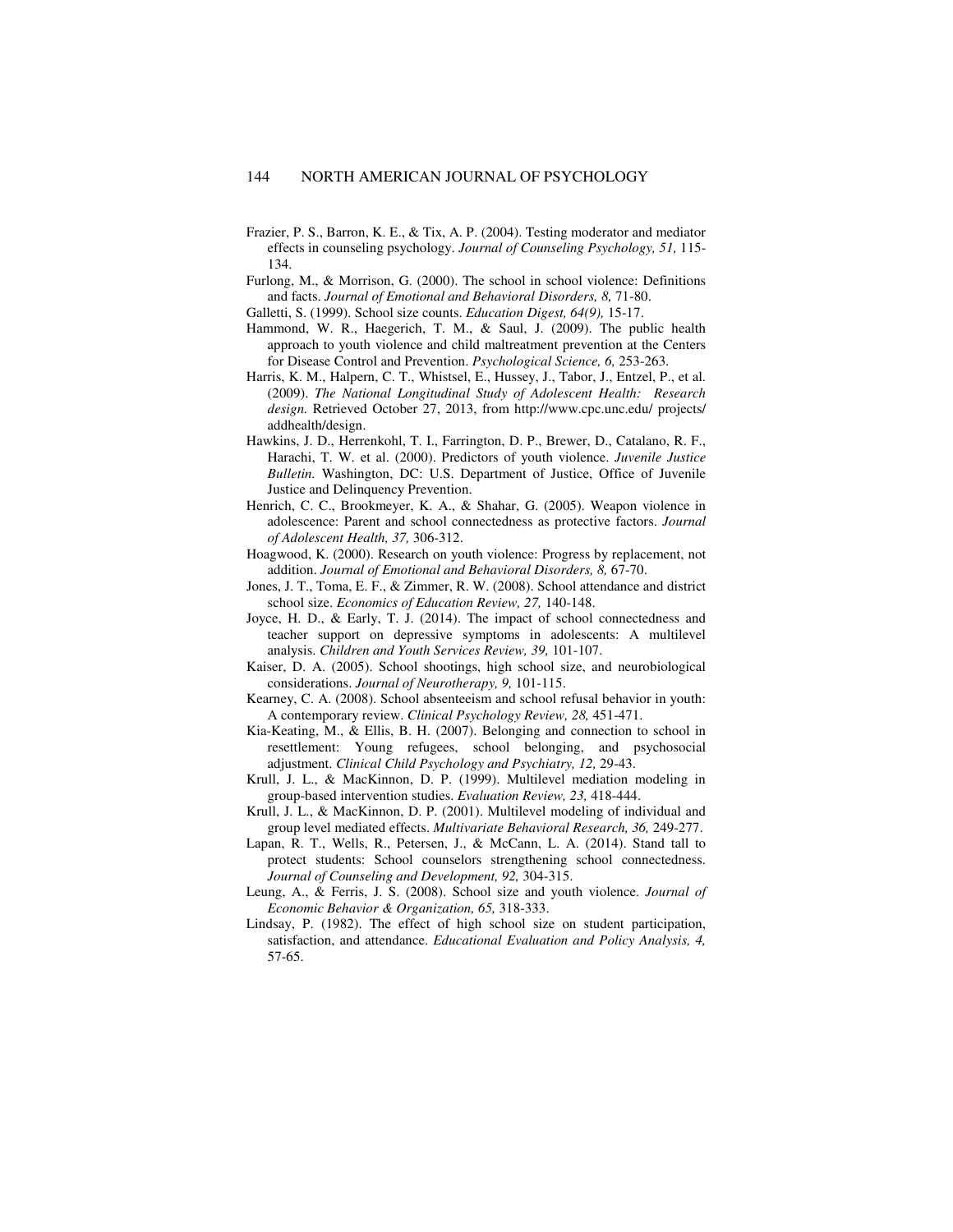Frazier, P. S., Barron, K. E., & Tix, A. P. (2004). Testing moderator and mediator effects in counseling psychology. *Journal of Counseling Psychology, 51,* 115-134.

Furlong, M., & Morrison, G. (2000). The school in school violence: Definitions and facts. *Journal of Emotional and Behavioral Disorders, 8,* 71-80.

Galletti, S. (1999). School size counts. *Education Digest, 64(9),* 15-17.

Hammond, W. R., Haegerich, T. M., & Saul, J. (2009). The public health approach to youth violence and child maltreatment prevention at the Centers for Disease Control and Prevention. *Psychological Science, 6,* 253-263.

Harris, K. M., Halpern, C. T., Whistsel, E., Hussey, J., Tabor, J., Entzel, P., et al. (2009). *The National Longitudinal Study of Adolescent Health: Research design.* Retrieved October 27, 2013, from http://www.cpc.unc.edu/ projects/ addhealth/design.

Hawkins, J. D., Herrenkohl, T. I., Farrington, D. P., Brewer, D., Catalano, R. F., Harachi, T. W. et al. (2000). Predictors of youth violence. *Juvenile Justice Bulletin.* Washington, DC: U.S. Department of Justice, Office of Juvenile Justice and Delinquency Prevention.

Henrich, C. C., Brookmeyer, K. A., & Shahar, G. (2005). Weapon violence in adolescence: Parent and school connectedness as protective factors. *Journal of Adolescent Health, 37,* 306-312.

Hoagwood, K. (2000). Research on youth violence: Progress by replacement, not addition. *Journal of Emotional and Behavioral Disorders, 8,* 67-70.

Jones, J. T., Toma, E. F., & Zimmer, R. W. (2008). School attendance and district school size. *Economics of Education Review, 27,* 140-148.

Joyce, H. D., & Early, T. J. (2014). The impact of school connectedness and teacher support on depressive symptoms in adolescents: A multilevel analysis. *Children and Youth Services Review, 39,* 101-107.

Kaiser, D. A. (2005). School shootings, high school size, and neurobiological considerations. *Journal of Neurotherapy, 9,* 101-115.

Kearney, C. A. (2008). School absenteeism and school refusal behavior in youth: A contemporary review. *Clinical Psychology Review, 28,* 451-471.

Kia-Keating, M., & Ellis, B. H. (2007). Belonging and connection to school in resettlement: Young refugees, school belonging, and psychosocial adjustment. *Clinical Child Psychology and Psychiatry, 12,* 29-43.

Krull, J. L., & MacKinnon, D. P. (1999). Multilevel mediation modeling in group-based intervention studies. *Evaluation Review, 23,* 418-444.

Krull, J. L., & MacKinnon, D. P. (2001). Multilevel modeling of individual and group level mediated effects. *Multivariate Behavioral Research, 36,* 249-277.

Lapan, R. T., Wells, R., Petersen, J., & McCann, L. A. (2014). Stand tall to protect students: School counselors strengthening school connectedness. *Journal of Counseling and Development, 92,* 304-315.

Leung, A., & Ferris, J. S. (2008). School size and youth violence. *Journal of Economic Behavior & Organization, 65,* 318-333.

Lindsay, P. (1982). The effect of high school size on student participation, satisfaction, and attendance. *Educational Evaluation and Policy Analysis, 4,* 57-65.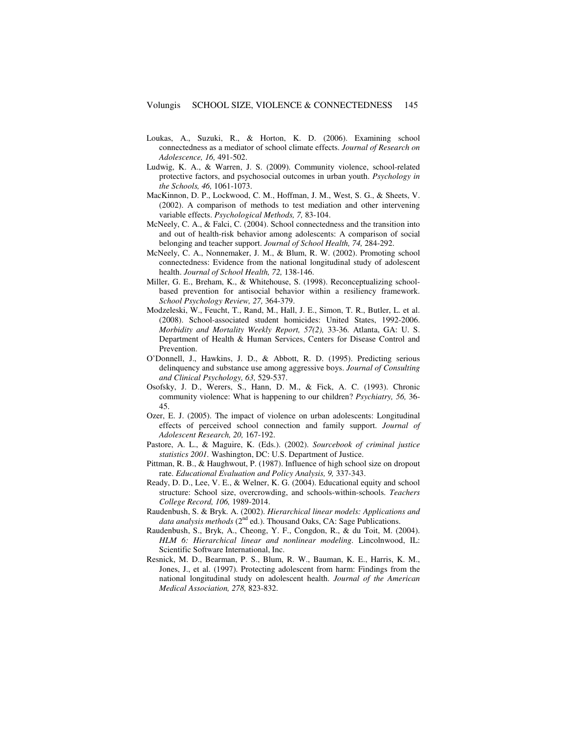Loukas, A., Suzuki, R., & Horton, K. D. (2006). Examining school connectedness as a mediator of school climate effects. *Journal of Research on Adolescence, 16,* 491-502.

Ludwig, K. A., & Warren, J. S. (2009). Community violence, school-related protective factors, and psychosocial outcomes in urban youth. *Psychology in the Schools, 46,* 1061-1073.

MacKinnon, D. P., Lockwood, C. M., Hoffman, J. M., West, S. G., & Sheets, V. (2002). A comparison of methods to test mediation and other intervening variable effects. *Psychological Methods, 7,* 83-104.

McNeely, C. A., & Falci, C. (2004). School connectedness and the transition into and out of health-risk behavior among adolescents: A comparison of social belonging and teacher support. *Journal of School Health, 74,* 284-292.

McNeely, C. A., Nonnemaker, J. M., & Blum, R. W. (2002). Promoting school connectedness: Evidence from the national longitudinal study of adolescent health. *Journal of School Health, 72,* 138-146.

Miller, G. E., Breham, K., & Whitehouse, S. (1998). Reconceptualizing school-based prevention for antisocial behavior within a resiliency framework. *School Psychology Review, 27,* 364-379.

Modzeleski, W., Feucht, T., Rand, M., Hall, J. E., Simon, T. R., Butler, L. et al. (2008). School-associated student homicides: United States, 1992-2006. *Morbidity and Mortality Weekly Report, 57(2),* 33-36. Atlanta, GA: U. S. Department of Health & Human Services, Centers for Disease Control and Prevention.

O'Donnell, J., Hawkins, J. D., & Abbott, R. D. (1995). Predicting serious delinquency and substance use among aggressive boys. *Journal of Consulting and Clinical Psychology, 63,* 529-537.

Osofsky, J. D., Wewers, S., Hann, D. M., & Fick, A. C. (1993). Chronic community violence: What is happening to our children? *Psychiatry, 56,* 36-45.

Ozer, E. J. (2005). The impact of violence on urban adolescents: Longitudinal effects of perceived school connection and family support. *Journal of Adolescent Research, 20,* 167-192.

Pastore, A. L., & Maguire, K. (Eds.). (2002). *Sourcebook of criminal justice statistics 2001.* Washington, DC: U.S. Department of Justice.

Pittman, R. B., & Haughwout, P. (1987). Influence of high school size on dropout rate. *Educational Evaluation and Policy Analysis, 9,* 337-343.

Ready, D. D., Lee, V. E., & Welner, K. G. (2004). Educational equity and school structure: School size, overcrowding, and schools-within-schools. *Teachers College Record, 106,* 1989-2014.

Raudenbush, S. & Bryk. A. (2002). *Hierarchical linear models: Applications and data analysis methods* (2nd ed.). Thousand Oaks, CA: Sage Publications.

Raudenbush, S., Bryk, A., Cheong, Y. F., Congdon, R., & du Toit, M. (2004). *HLM 6: Hierarchical linear and nonlinear modeling.* Lincolnwood, IL: Scientific Software International, Inc.

Resnick, M. D., Bearman, P. S., Blum, R. W., Bauman, K. E., Harris, K. M., Jones, J., et al. (1997). Protecting adolescent from harm: Findings from the national longitudinal study on adolescent health. *Journal of the American Medical Association, 278,* 823-832.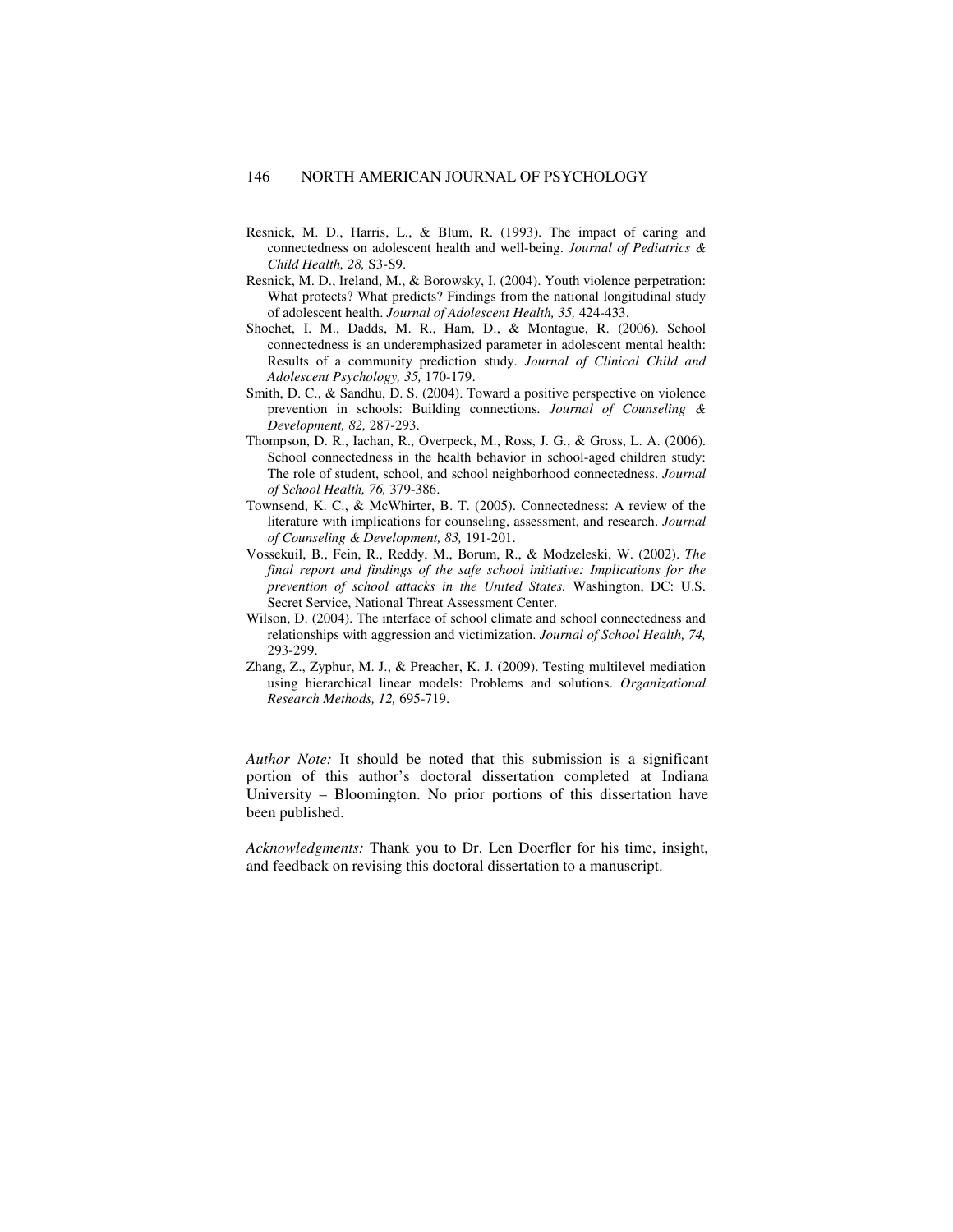Resnick, M. D., Harris, L., & Blum, R. (1993). The impact of caring and connectedness on adolescent health and well-being. *Journal of Pediatrics & Child Health, 28,* S3-S9.

Resnick, M. D., Ireland, M., & Borowsky, I. (2004). Youth violence perpetration: What protects? What predicts? Findings from the national longitudinal study of adolescent health. *Journal of Adolescent Health, 35,* 424-433.

Shochet, I. M., Dadds, M. R., Ham, D., & Montague, R. (2006). School connectedness is an underemphasized parameter in adolescent mental health: Results of a community prediction study. *Journal of Clinical Child and Adolescent Psychology, 35,* 170-179.

Smith, D. C., & Sandhu, D. S. (2004). Toward a positive perspective on violence prevention in schools: Building connections. *Journal of Counseling & Development, 82,* 287-293.

Thompson, D. R., Iachan, R., Overpeck, M., Ross, J. G., & Gross, L. A. (2006). School connectedness in the health behavior in school-aged children study: The role of student, school, and school neighborhood connectedness. *Journal of School Health, 76,* 379-386.

Townsend, K. C., & McWhirter, B. T. (2005). Connectedness: A review of the literature with implications for counseling, assessment, and research. *Journal of Counseling & Development, 83,* 191-201.

Vossekuil, B., Fein, R., Reddy, M., Borum, R., & Modzeleski, W. (2002). *The final report and findings of the safe school initiative: Implications for the prevention of school attacks in the United States.* Washington, DC: U.S. Secret Service, National Threat Assessment Center.

Wilson, D. (2004). The interface of school climate and school connectedness and relationships with aggression and victimization. *Journal of School Health, 74,* 293-299.

Zhang, Z., Zyphur, M. J., & Preacher, K. J. (2009). Testing multilevel mediation using hierarchical linear models: Problems and solutions. *Organizational Research Methods, 12,* 695-719.

*Author Note:* It should be noted that this submission is a significant portion of this author's doctoral dissertation completed at Indiana University – Bloomington. No prior portions of this dissertation have been published.

*Acknowledgments:* Thank you to Dr. Len Doerfler for his time, insight, and feedback on revising this doctoral dissertation to a manuscript.